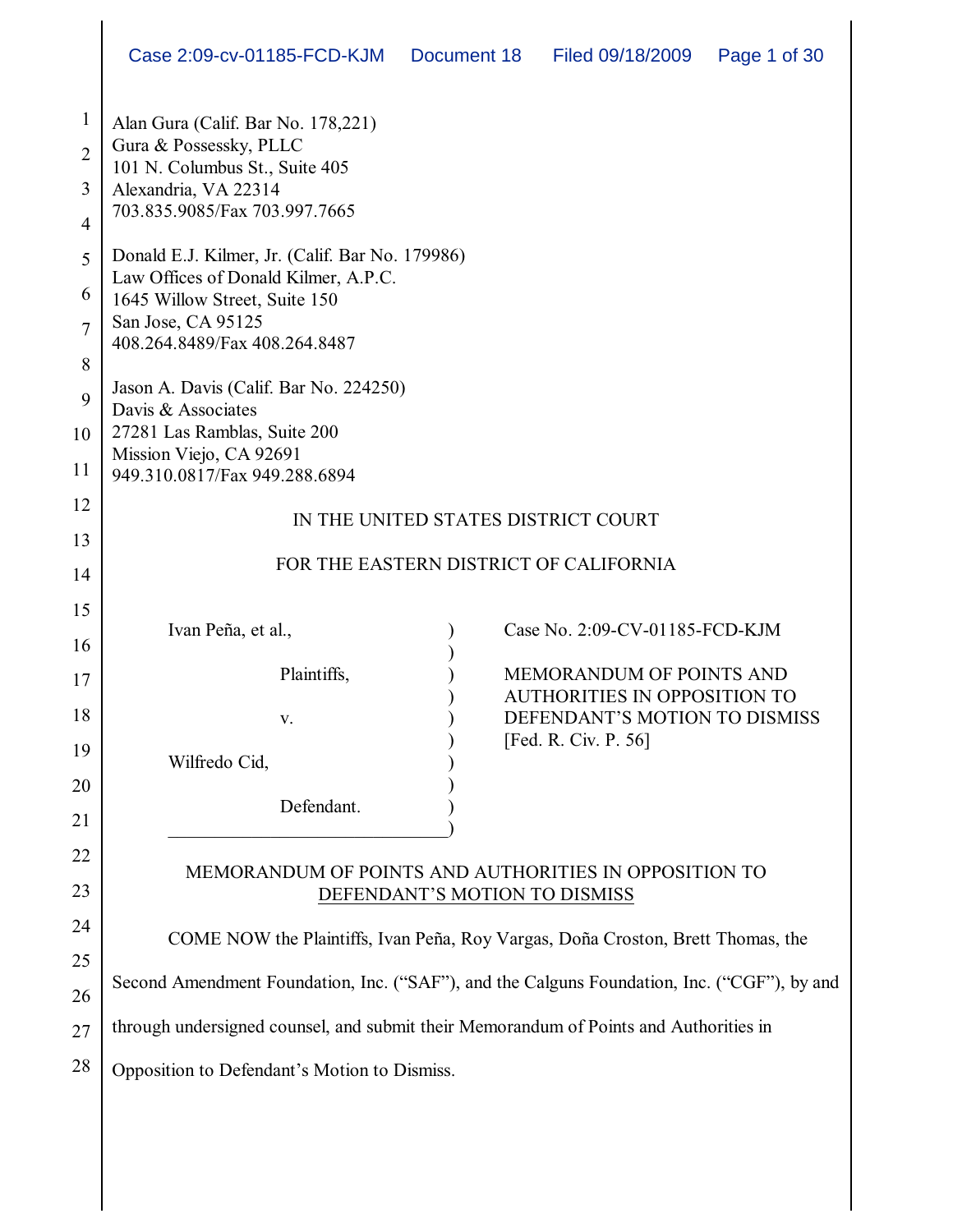Alan Gura (Calif. Bar No. 178,221)
Gura & Possessky, PLLC
101 N. Columbus St., Suite 405
Alexandria, VA 22314
703.835.9085/Fax 703.997.7665

Donald E.J. Kilmer, Jr. (Calif. Bar No. 179986)
Law Offices of Donald Kilmer, A.P.C.
1645 Willow Street, Suite 150
San Jose, CA 95125
408.264.8489/Fax 408.264.8487

Jason A. Davis (Calif. Bar No. 224250)
Davis & Associates
27281 Las Ramblas, Suite 200
Mission Viejo, CA 92691
949.310.0817/Fax 949.288.6894

IN THE UNITED STATES DISTRICT COURT

FOR THE EASTERN DISTRICT OF CALIFORNIA

| | |
|---|---|
| Ivan Peña, et al., Plaintiffs, v. Wilfredo Cid, Defendant. | Case No. 2:09-CV-01185-FCD-KJM<br><br>MEMORANDUM OF POINTS AND AUTHORITIES IN OPPOSITION TO DEFENDANT'S MOTION TO DISMISS [Fed. R. Civ. P. 56] |

MEMORANDUM OF POINTS AND AUTHORITIES IN OPPOSITION TO DEFENDANT'S MOTION TO DISMISS

COME NOW the Plaintiffs, Ivan Peña, Roy Vargas, Doña Croston, Brett Thomas, the Second Amendment Foundation, Inc. ("SAF"), and the Calguns Foundation, Inc. ("CGF"), by and through undersigned counsel, and submit their Memorandum of Points and Authorities in Opposition to Defendant's Motion to Dismiss.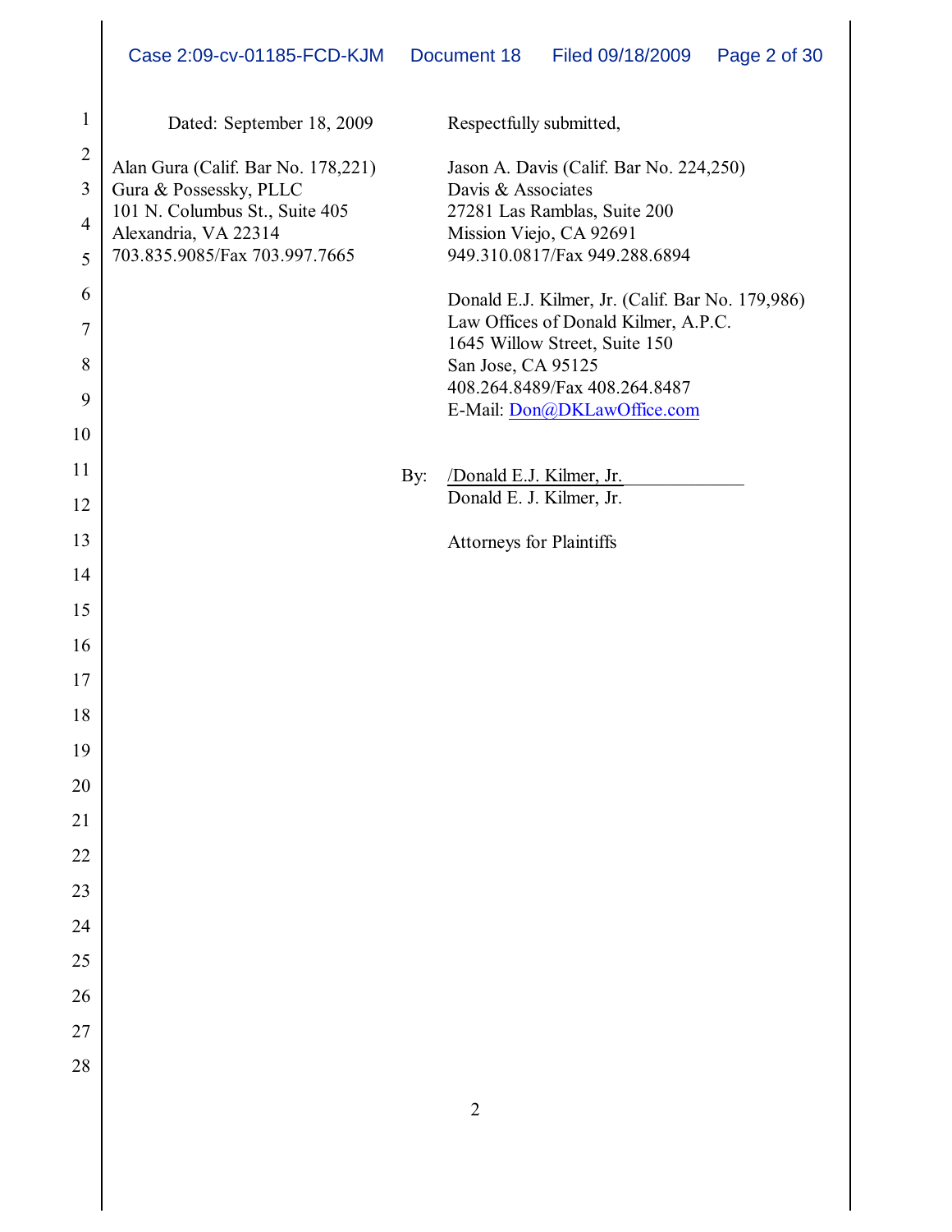Dated: September 18, 2009

Respectfully submitted,

Alan Gura (Calif. Bar No. 178,221)
Gura & Possessky, PLLC
101 N. Columbus St., Suite 405
Alexandria, VA 22314
703.835.9085/Fax 703.997.7665

Jason A. Davis (Calif. Bar No. 224,250)
Davis & Associates
27281 Las Ramblas, Suite 200
Mission Viejo, CA 92691
949.310.0817/Fax 949.288.6894

Donald E.J. Kilmer, Jr. (Calif. Bar No. 179,986)
Law Offices of Donald Kilmer, A.P.C.
1645 Willow Street, Suite 150
San Jose, CA 95125
408.264.8489/Fax 408.264.8487
E-Mail: Don@DKLawOffice.com

By: /Donald E.J. Kilmer, Jr.
Donald E. J. Kilmer, Jr.

Attorneys for Plaintiffs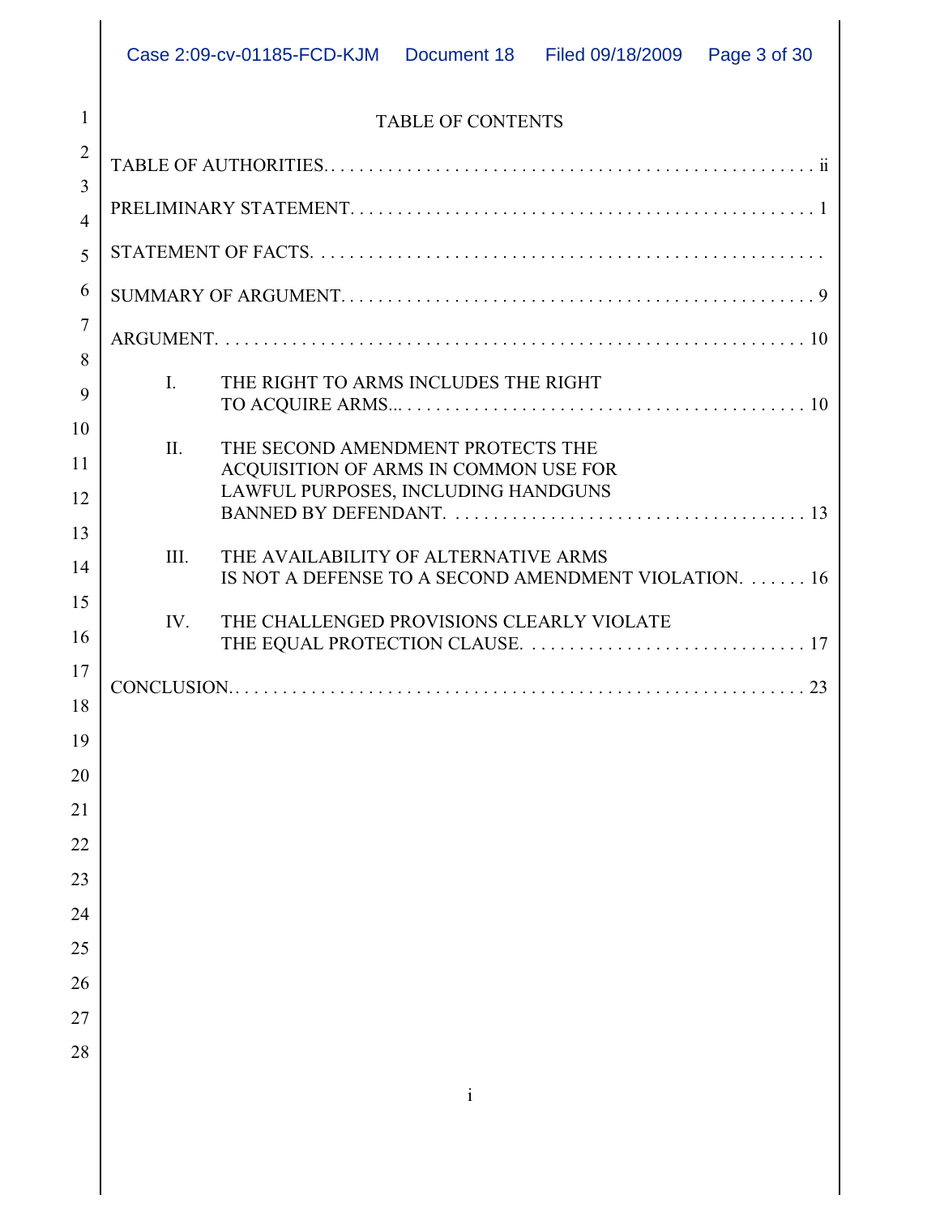# TABLE OF CONTENTS

TABLE OF AUTHORITIES. . . . . . . . . . . . . . . . . . . . . . . . . . . . . . . . . . . . . . . . . . . . . . . . . . . ii

PRELIMINARY STATEMENT. . . . . . . . . . . . . . . . . . . . . . . . . . . . . . . . . . . . . . . . . . . . . . . . 1

STATEMENT OF FACTS. . . . . . . . . . . . . . . . . . . . . . . . . . . . . . . . . . . . . . . . . . . . . . . . . . . .

SUMMARY OF ARGUMENT. . . . . . . . . . . . . . . . . . . . . . . . . . . . . . . . . . . . . . . . . . . . . . . . 9

ARGUMENT. . . . . . . . . . . . . . . . . . . . . . . . . . . . . . . . . . . . . . . . . . . . . . . . . . . . . . . . . . . 10

I. THE RIGHT TO ARMS INCLUDES THE RIGHT TO ACQUIRE ARMS... . . . . . . . . . . . . . . . . . . . . . . . . . . . . . . . . . . . . . . . . 10

II. THE SECOND AMENDMENT PROTECTS THE ACQUISITION OF ARMS IN COMMON USE FOR LAWFUL PURPOSES, INCLUDING HANDGUNS BANNED BY DEFENDANT. . . . . . . . . . . . . . . . . . . . . . . . . . . . . . . . . . . . . 13

III. THE AVAILABILITY OF ALTERNATIVE ARMS IS NOT A DEFENSE TO A SECOND AMENDMENT VIOLATION. . . . . . . 16

IV. THE CHALLENGED PROVISIONS CLEARLY VIOLATE THE EQUAL PROTECTION CLAUSE. . . . . . . . . . . . . . . . . . . . . . . . . . . . . . 17

CONCLUSION.. . . . . . . . . . . . . . . . . . . . . . . . . . . . . . . . . . . . . . . . . . . . . . . . . . . . . . . . . . 23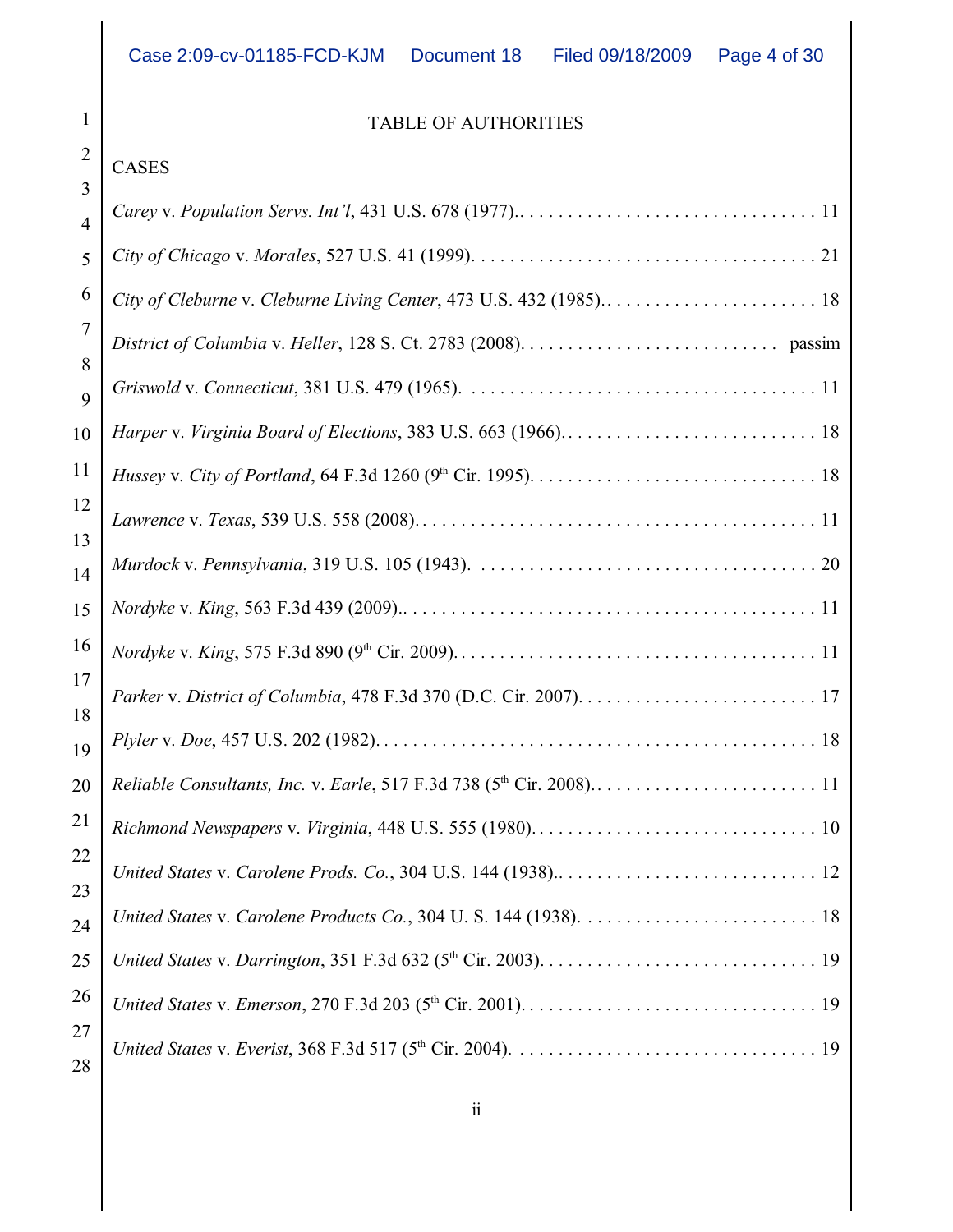# TABLE OF AUTHORITIES

## CASES

*Carey* v. *Population Servs. Int'l*, 431 U.S. 678 (1977).. . . . . . . . . . . . . . . . . . . . . . . . . . . . . . . . 11

*City of Chicago* v. *Morales*, 527 U.S. 41 (1999). . . . . . . . . . . . . . . . . . . . . . . . . . . . . . . . . . . . 21

*City of Cleburne* v. *Cleburne Living Center*, 473 U.S. 432 (1985).. . . . . . . . . . . . . . . . . . . . . . . 18

*District of Columbia* v. *Heller*, 128 S. Ct. 2783 (2008). . . . . . . . . . . . . . . . . . . . . . . . . . . passim

*Griswold* v. *Connecticut*, 381 U.S. 479 (1965). . . . . . . . . . . . . . . . . . . . . . . . . . . . . . . . . . . . . 11

*Harper* v. *Virginia Board of Elections*, 383 U.S. 663 (1966).. . . . . . . . . . . . . . . . . . . . . . . . . . . 18

*Hussey* v. *City of Portland*, 64 F.3d 1260 (9th Cir. 1995). . . . . . . . . . . . . . . . . . . . . . . . . . . . . . 18

*Lawrence* v. *Texas*, 539 U.S. 558 (2008).. . . . . . . . . . . . . . . . . . . . . . . . . . . . . . . . . . . . . . . . . 11

*Murdock* v. *Pennsylvania*, 319 U.S. 105 (1943). . . . . . . . . . . . . . . . . . . . . . . . . . . . . . . . . . . . 20

*Nordyke* v. *King*, 563 F.3d 439 (2009).. . . . . . . . . . . . . . . . . . . . . . . . . . . . . . . . . . . . . . . . . . 11

*Nordyke* v. *King*, 575 F.3d 890 (9th Cir. 2009).. . . . . . . . . . . . . . . . . . . . . . . . . . . . . . . . . . . . . 11

*Parker* v. *District of Columbia*, 478 F.3d 370 (D.C. Cir. 2007). . . . . . . . . . . . . . . . . . . . . . . . . 17

*Plyler* v. *Doe*, 457 U.S. 202 (1982). . . . . . . . . . . . . . . . . . . . . . . . . . . . . . . . . . . . . . . . . . . . . 18

*Reliable Consultants, Inc.* v. *Earle*, 517 F.3d 738 (5th Cir. 2008).. . . . . . . . . . . . . . . . . . . . . . . . 11

*Richmond Newspapers* v. *Virginia*, 448 U.S. 555 (1980). . . . . . . . . . . . . . . . . . . . . . . . . . . . . . 10

*United States* v. *Carolene Prods. Co.*, 304 U.S. 144 (1938).. . . . . . . . . . . . . . . . . . . . . . . . . . . 12

*United States* v. *Carolene Products Co.*, 304 U. S. 144 (1938). . . . . . . . . . . . . . . . . . . . . . . . . 18

*United States* v. *Darrington*, 351 F.3d 632 (5th Cir. 2003). . . . . . . . . . . . . . . . . . . . . . . . . . . . . 19

*United States* v. *Emerson*, 270 F.3d 203 (5th Cir. 2001). . . . . . . . . . . . . . . . . . . . . . . . . . . . . . . 19

*United States* v. *Everist*, 368 F.3d 517 (5th Cir. 2004). . . . . . . . . . . . . . . . . . . . . . . . . . . . . . . . 19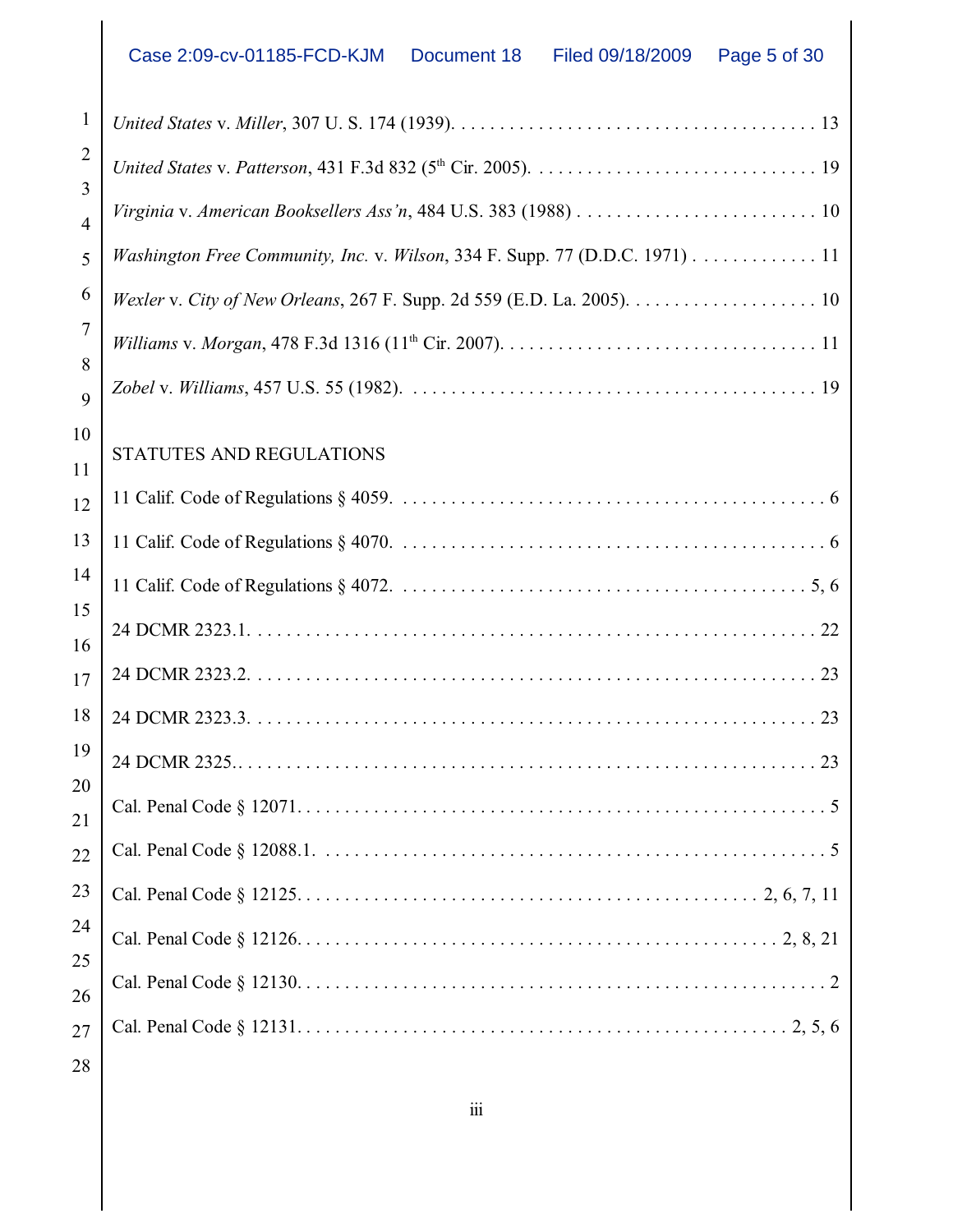*United States* v. *Miller*, 307 U. S. 174 (1939). . . . . . . . . . . . . . . . . . . . . . . . . . . . . . . . . . . . . . 13

*United States* v. *Patterson*, 431 F.3d 832 (5th Cir. 2005). . . . . . . . . . . . . . . . . . . . . . . . . . . . . . . 19

*Virginia* v. *American Booksellers Ass'n*, 484 U.S. 383 (1988) . . . . . . . . . . . . . . . . . . . . . . . . . 10

*Washington Free Community, Inc.* v. *Wilson*, 334 F. Supp. 77 (D.D.C. 1971) . . . . . . . . . . . . . 11

*Wexler* v. *City of New Orleans*, 267 F. Supp. 2d 559 (E.D. La. 2005). . . . . . . . . . . . . . . . . . . . . 10

*Williams* v. *Morgan*, 478 F.3d 1316 (11th Cir. 2007). . . . . . . . . . . . . . . . . . . . . . . . . . . . . . . . . 11

*Zobel* v. *Williams*, 457 U.S. 55 (1982). . . . . . . . . . . . . . . . . . . . . . . . . . . . . . . . . . . . . . . . . . 19

STATUTES AND REGULATIONS

11 Calif. Code of Regulations § 4059. . . . . . . . . . . . . . . . . . . . . . . . . . . . . . . . . . . . . . . . . . . . . 6

11 Calif. Code of Regulations § 4070. . . . . . . . . . . . . . . . . . . . . . . . . . . . . . . . . . . . . . . . . . . . . 6

11 Calif. Code of Regulations § 4072. . . . . . . . . . . . . . . . . . . . . . . . . . . . . . . . . . . . . . . . . . . 5, 6

24 DCMR 2323.1. . . . . . . . . . . . . . . . . . . . . . . . . . . . . . . . . . . . . . . . . . . . . . . . . . . . . . . . . . . 22

24 DCMR 2323.2. . . . . . . . . . . . . . . . . . . . . . . . . . . . . . . . . . . . . . . . . . . . . . . . . . . . . . . . . . . 23

24 DCMR 2323.3. . . . . . . . . . . . . . . . . . . . . . . . . . . . . . . . . . . . . . . . . . . . . . . . . . . . . . . . . . . 23

24 DCMR 2325.. . . . . . . . . . . . . . . . . . . . . . . . . . . . . . . . . . . . . . . . . . . . . . . . . . . . . . . . . . . 23

Cal. Penal Code § 12071. . . . . . . . . . . . . . . . . . . . . . . . . . . . . . . . . . . . . . . . . . . . . . . . . . . . . . 5

Cal. Penal Code § 12088.1. . . . . . . . . . . . . . . . . . . . . . . . . . . . . . . . . . . . . . . . . . . . . . . . . . . . 5

Cal. Penal Code § 12125. . . . . . . . . . . . . . . . . . . . . . . . . . . . . . . . . . . . . . . . . . . . . . . . 2, 6, 7, 11

Cal. Penal Code § 12126. . . . . . . . . . . . . . . . . . . . . . . . . . . . . . . . . . . . . . . . . . . . . . . . . . 2, 8, 21

Cal. Penal Code § 12130. . . . . . . . . . . . . . . . . . . . . . . . . . . . . . . . . . . . . . . . . . . . . . . . . . . . . . 2

Cal. Penal Code § 12131. . . . . . . . . . . . . . . . . . . . . . . . . . . . . . . . . . . . . . . . . . . . . . . . . . . . 2, 5, 6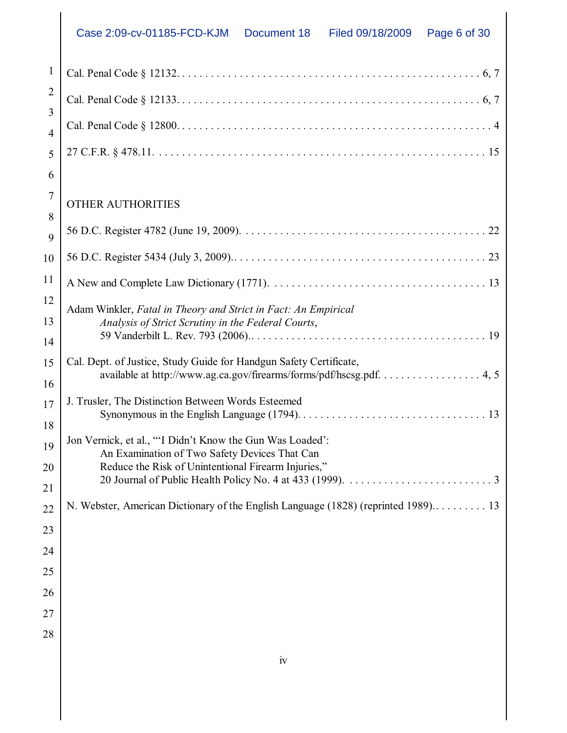Cal. Penal Code § 12132. . . . . . . . . . . . . . . . . . . . . . . . . . . . . . . . . . . . . . . . . . . . . . . . . . . 6, 7

Cal. Penal Code § 12133. . . . . . . . . . . . . . . . . . . . . . . . . . . . . . . . . . . . . . . . . . . . . . . . . . . 6, 7

Cal. Penal Code § 12800. . . . . . . . . . . . . . . . . . . . . . . . . . . . . . . . . . . . . . . . . . . . . . . . . . . . . 4

27 C.F.R. § 478.11. . . . . . . . . . . . . . . . . . . . . . . . . . . . . . . . . . . . . . . . . . . . . . . . . . . . . . . 15

OTHER AUTHORITIES

56 D.C. Register 4782 (June 19, 2009). . . . . . . . . . . . . . . . . . . . . . . . . . . . . . . . . . . . . . . . . . 22

56 D.C. Register 5434 (July 3, 2009).. . . . . . . . . . . . . . . . . . . . . . . . . . . . . . . . . . . . . . . . . . . 23

A New and Complete Law Dictionary (1771). . . . . . . . . . . . . . . . . . . . . . . . . . . . . . . . . . . . . 13

Adam Winkler, *Fatal in Theory and Strict in Fact: An Empirical Analysis of Strict Scrutiny in the Federal Courts*, 59 Vanderbilt L. Rev. 793 (2006).. . . . . . . . . . . . . . . . . . . . . . . . . . . . . . . . . . . . . . . 19

Cal. Dept. of Justice, Study Guide for Handgun Safety Certificate, available at http://www.ag.ca.gov/firearms/forms/pdf/hscsg.pdf. . . . . . . . . . . . . . . . . . . 4, 5

J. Trusler, The Distinction Between Words Esteemed Synonymous in the English Language (1794). . . . . . . . . . . . . . . . . . . . . . . . . . . . . . . . . 13

Jon Vernick, et al., "'I Didn't Know the Gun Was Loaded': An Examination of Two Safety Devices That Can Reduce the Risk of Unintentional Firearm Injuries," 20 Journal of Public Health Policy No. 4 at 433 (1999). . . . . . . . . . . . . . . . . . . . . . . . . . 3

N. Webster, American Dictionary of the English Language (1828) (reprinted 1989).. . . . . . . . . . 13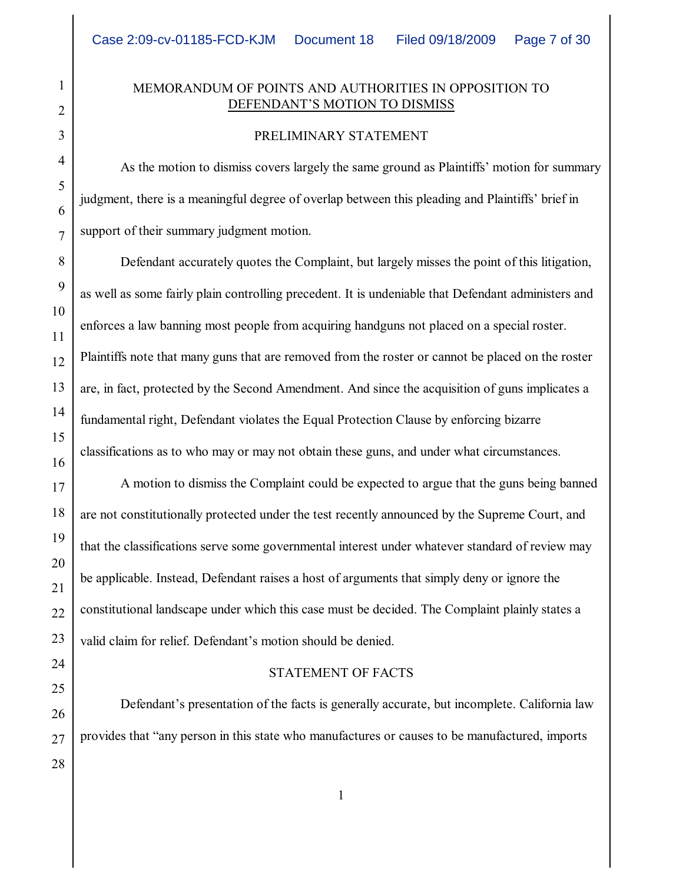## MEMORANDUM OF POINTS AND AUTHORITIES IN OPPOSITION TO DEFENDANT'S MOTION TO DISMISS

### PRELIMINARY STATEMENT

As the motion to dismiss covers largely the same ground as Plaintiffs' motion for summary judgment, there is a meaningful degree of overlap between this pleading and Plaintiffs' brief in support of their summary judgment motion.

Defendant accurately quotes the Complaint, but largely misses the point of this litigation, as well as some fairly plain controlling precedent. It is undeniable that Defendant administers and enforces a law banning most people from acquiring handguns not placed on a special roster. Plaintiffs note that many guns that are removed from the roster or cannot be placed on the roster are, in fact, protected by the Second Amendment. And since the acquisition of guns implicates a fundamental right, Defendant violates the Equal Protection Clause by enforcing bizarre classifications as to who may or may not obtain these guns, and under what circumstances.

A motion to dismiss the Complaint could be expected to argue that the guns being banned are not constitutionally protected under the test recently announced by the Supreme Court, and that the classifications serve some governmental interest under whatever standard of review may be applicable. Instead, Defendant raises a host of arguments that simply deny or ignore the constitutional landscape under which this case must be decided. The Complaint plainly states a valid claim for relief. Defendant's motion should be denied.

### STATEMENT OF FACTS

Defendant's presentation of the facts is generally accurate, but incomplete. California law provides that "any person in this state who manufactures or causes to be manufactured, imports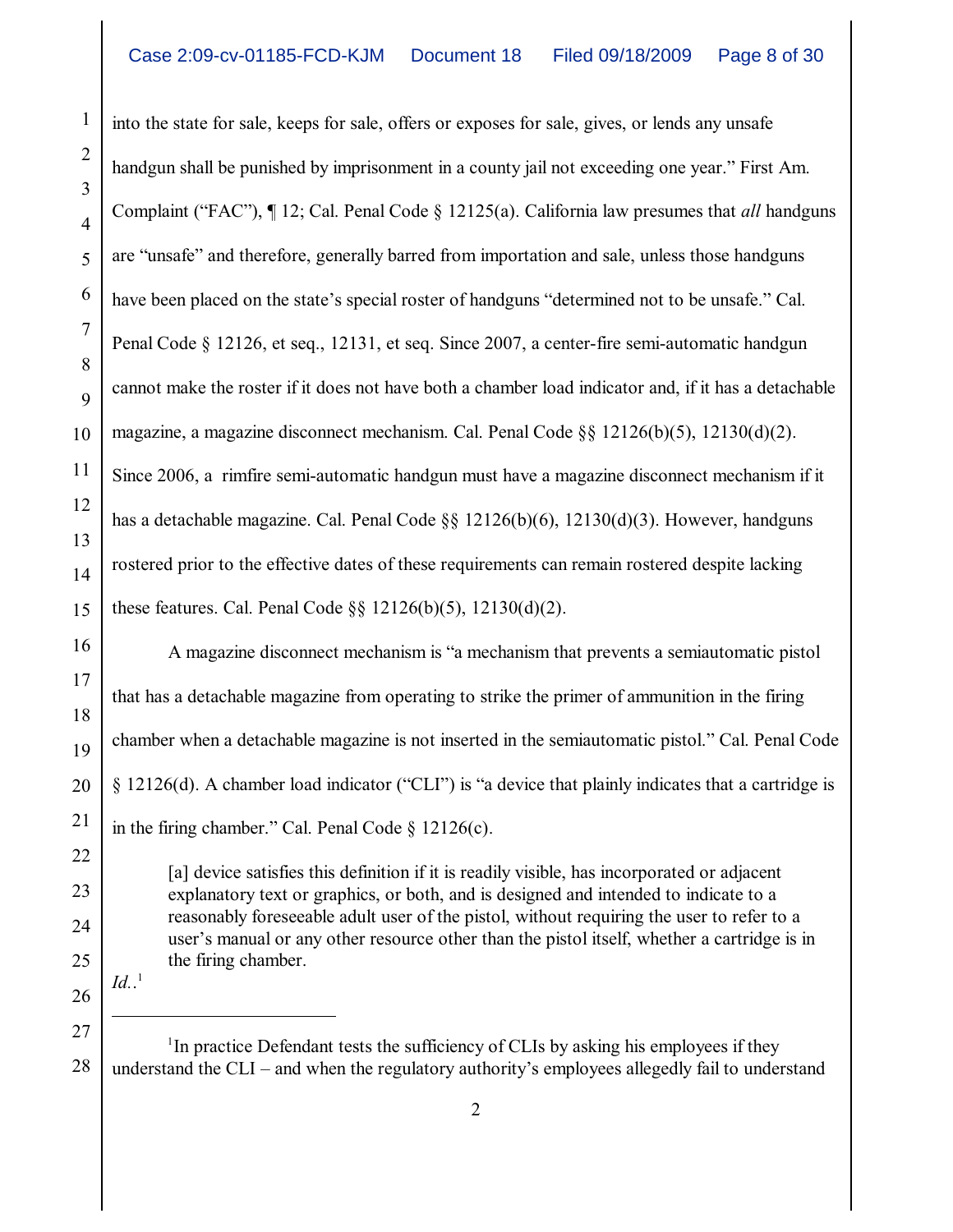into the state for sale, keeps for sale, offers or exposes for sale, gives, or lends any unsafe handgun shall be punished by imprisonment in a county jail not exceeding one year." First Am. Complaint ("FAC"), ¶ 12; Cal. Penal Code § 12125(a). California law presumes that *all* handguns are "unsafe" and therefore, generally barred from importation and sale, unless those handguns have been placed on the state's special roster of handguns "determined not to be unsafe." Cal. Penal Code § 12126, et seq., 12131, et seq. Since 2007, a center-fire semi-automatic handgun cannot make the roster if it does not have both a chamber load indicator and, if it has a detachable magazine, a magazine disconnect mechanism. Cal. Penal Code §§ 12126(b)(5), 12130(d)(2). Since 2006, a rimfire semi-automatic handgun must have a magazine disconnect mechanism if it has a detachable magazine. Cal. Penal Code §§ 12126(b)(6), 12130(d)(3). However, handguns rostered prior to the effective dates of these requirements can remain rostered despite lacking these features. Cal. Penal Code §§ 12126(b)(5), 12130(d)(2).

A magazine disconnect mechanism is "a mechanism that prevents a semiautomatic pistol that has a detachable magazine from operating to strike the primer of ammunition in the firing chamber when a detachable magazine is not inserted in the semiautomatic pistol." Cal. Penal Code § 12126(d). A chamber load indicator ("CLI") is "a device that plainly indicates that a cartridge is in the firing chamber." Cal. Penal Code § 12126(c).

> [a] device satisfies this definition if it is readily visible, has incorporated or adjacent explanatory text or graphics, or both, and is designed and intended to indicate to a reasonably foreseeable adult user of the pistol, without requiring the user to refer to a user's manual or any other resource other than the pistol itself, whether a cartridge is in the firing chamber.

*Id.*.[1]

---

[1]In practice Defendant tests the sufficiency of CLIs by asking his employees if they understand the CLI – and when the regulatory authority's employees allegedly fail to understand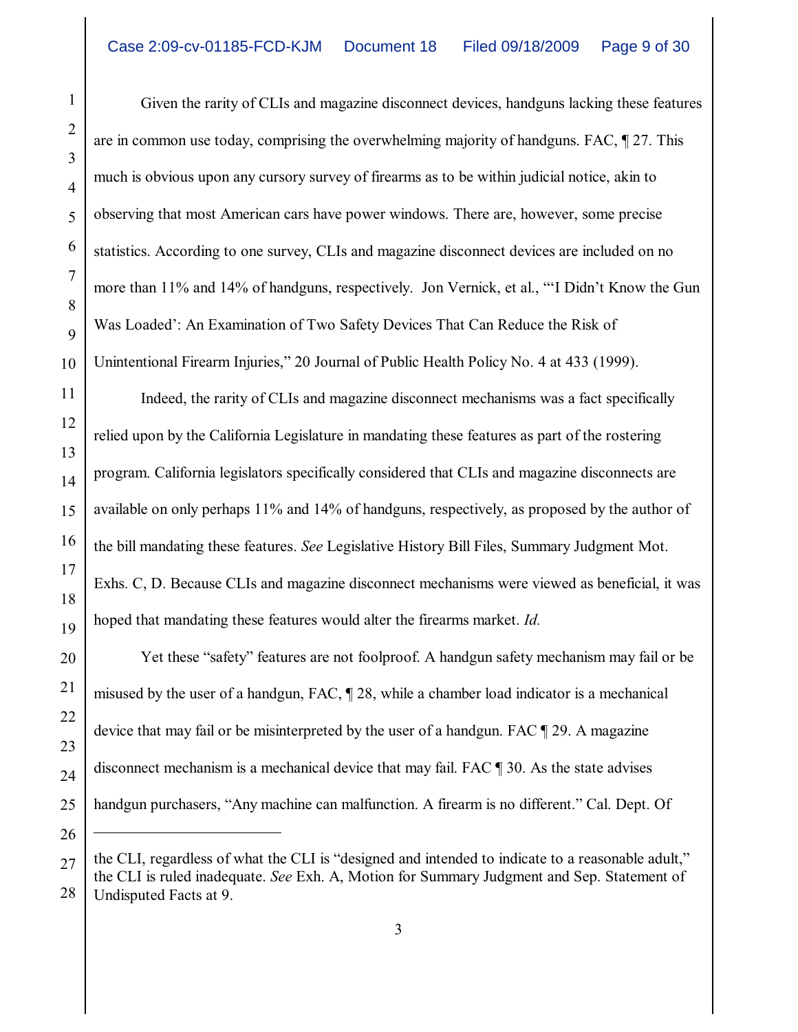Given the rarity of CLIs and magazine disconnect devices, handguns lacking these features are in common use today, comprising the overwhelming majority of handguns. FAC, ¶ 27. This much is obvious upon any cursory survey of firearms as to be within judicial notice, akin to observing that most American cars have power windows. There are, however, some precise statistics. According to one survey, CLIs and magazine disconnect devices are included on no more than 11% and 14% of handguns, respectively. Jon Vernick, et al., "'I Didn't Know the Gun Was Loaded': An Examination of Two Safety Devices That Can Reduce the Risk of Unintentional Firearm Injuries," 20 Journal of Public Health Policy No. 4 at 433 (1999).

Indeed, the rarity of CLIs and magazine disconnect mechanisms was a fact specifically relied upon by the California Legislature in mandating these features as part of the rostering program. California legislators specifically considered that CLIs and magazine disconnects are available on only perhaps 11% and 14% of handguns, respectively, as proposed by the author of the bill mandating these features. *See* Legislative History Bill Files, Summary Judgment Mot. Exhs. C, D. Because CLIs and magazine disconnect mechanisms were viewed as beneficial, it was hoped that mandating these features would alter the firearms market. *Id.*

Yet these "safety" features are not foolproof. A handgun safety mechanism may fail or be misused by the user of a handgun, FAC, ¶ 28, while a chamber load indicator is a mechanical device that may fail or be misinterpreted by the user of a handgun. FAC ¶ 29. A magazine disconnect mechanism is a mechanical device that may fail. FAC ¶ 30. As the state advises handgun purchasers, "Any machine can malfunction. A firearm is no different." Cal. Dept. Of

---

the CLI, regardless of what the CLI is "designed and intended to indicate to a reasonable adult," the CLI is ruled inadequate. *See* Exh. A, Motion for Summary Judgment and Sep. Statement of Undisputed Facts at 9.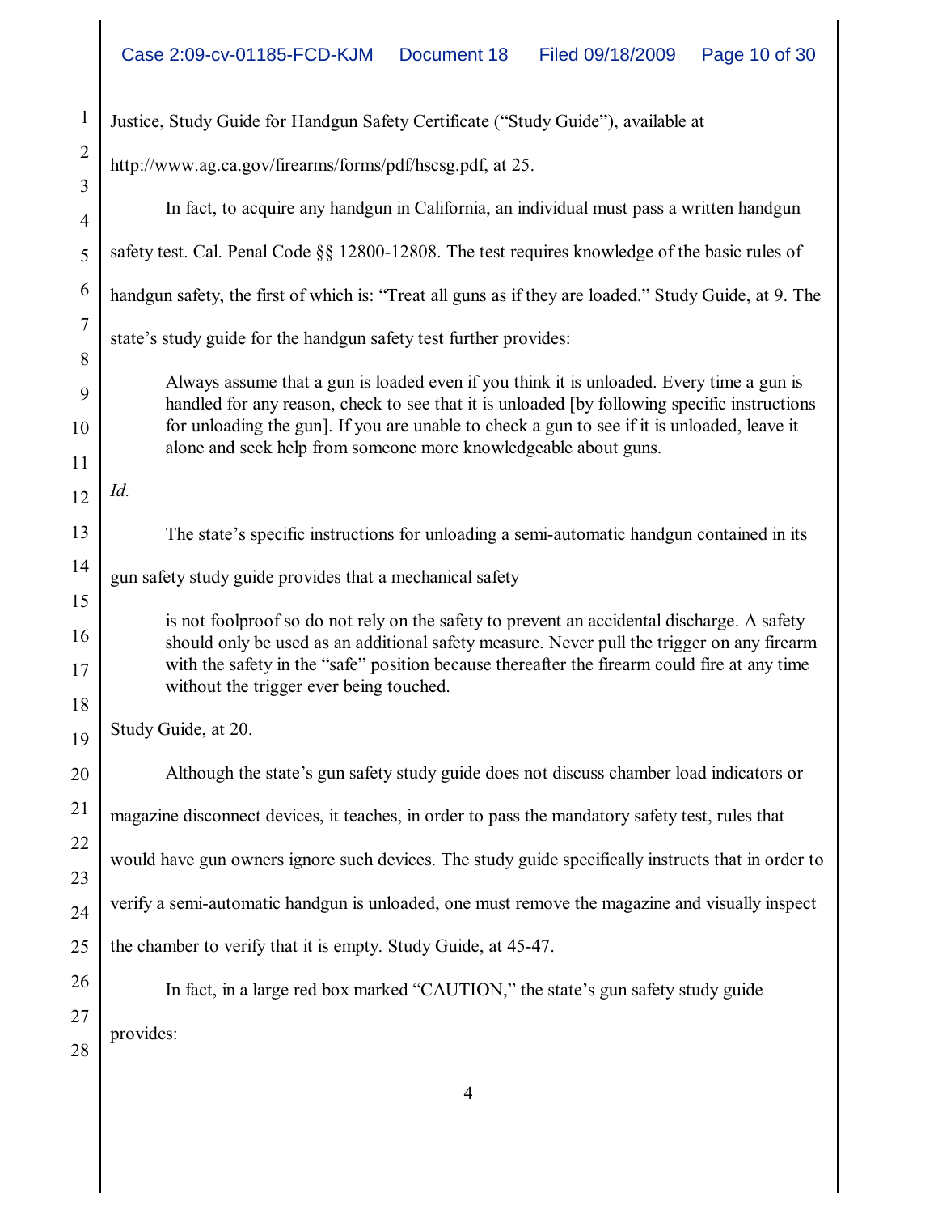Justice, Study Guide for Handgun Safety Certificate ("Study Guide"), available at http://www.ag.ca.gov/firearms/forms/pdf/hscsg.pdf, at 25.

In fact, to acquire any handgun in California, an individual must pass a written handgun safety test. Cal. Penal Code §§ 12800-12808. The test requires knowledge of the basic rules of handgun safety, the first of which is: "Treat all guns as if they are loaded." Study Guide, at 9. The state's study guide for the handgun safety test further provides:

> Always assume that a gun is loaded even if you think it is unloaded. Every time a gun is handled for any reason, check to see that it is unloaded [by following specific instructions for unloading the gun]. If you are unable to check a gun to see if it is unloaded, leave it alone and seek help from someone more knowledgeable about guns.

*Id.*

The state's specific instructions for unloading a semi-automatic handgun contained in its gun safety study guide provides that a mechanical safety

> is not foolproof so do not rely on the safety to prevent an accidental discharge. A safety should only be used as an additional safety measure. Never pull the trigger on any firearm with the safety in the "safe" position because thereafter the firearm could fire at any time without the trigger ever being touched.

Study Guide, at 20.

Although the state's gun safety study guide does not discuss chamber load indicators or magazine disconnect devices, it teaches, in order to pass the mandatory safety test, rules that would have gun owners ignore such devices. The study guide specifically instructs that in order to verify a semi-automatic handgun is unloaded, one must remove the magazine and visually inspect the chamber to verify that it is empty. Study Guide, at 45-47.

In fact, in a large red box marked "CAUTION," the state's gun safety study guide provides: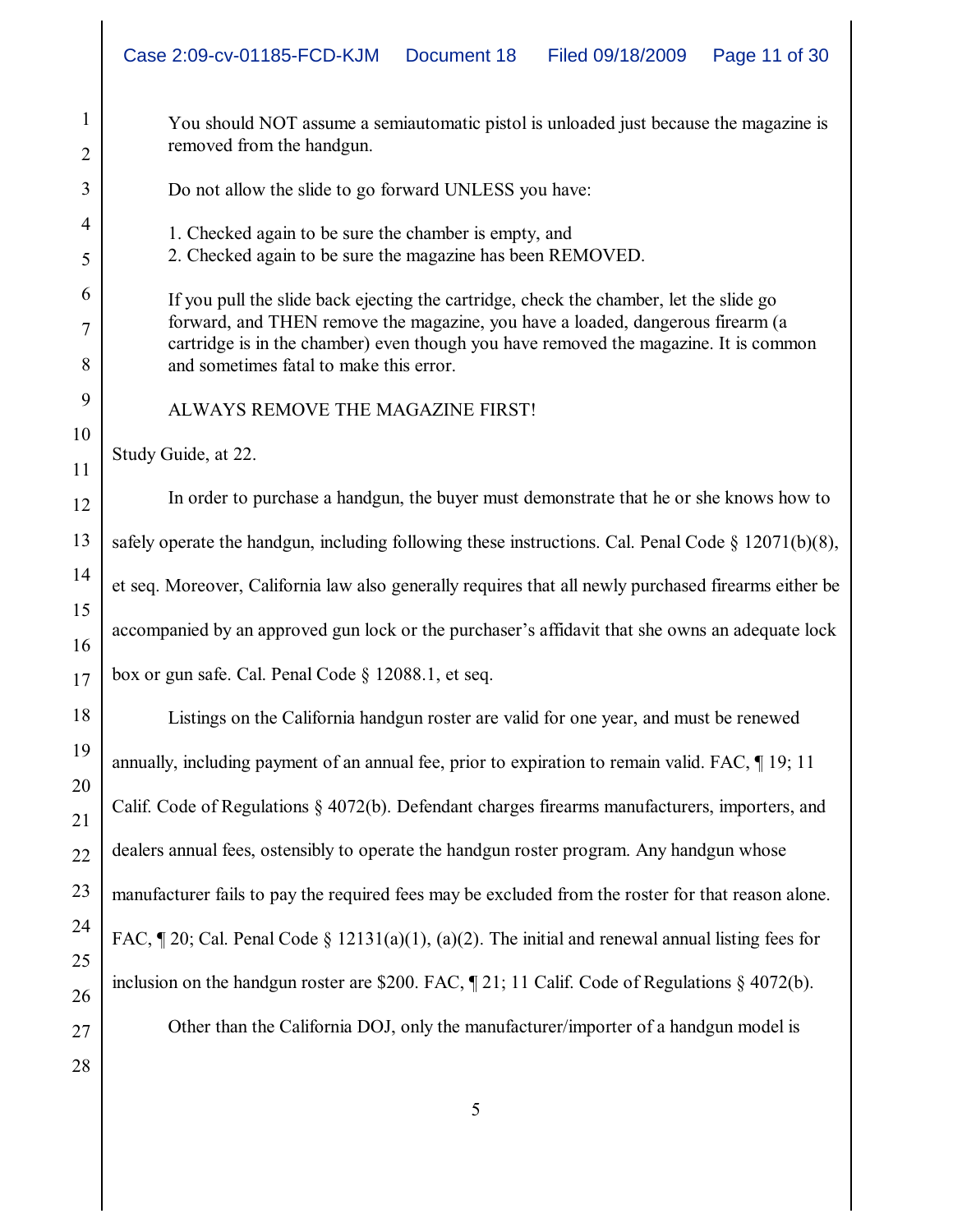> You should NOT assume a semiautomatic pistol is unloaded just because the magazine is removed from the handgun.
>
> Do not allow the slide to go forward UNLESS you have:
>
> 1. Checked again to be sure the chamber is empty, and
> 2. Checked again to be sure the magazine has been REMOVED.
>
> If you pull the slide back ejecting the cartridge, check the chamber, let the slide go forward, and THEN remove the magazine, you have a loaded, dangerous firearm (a cartridge is in the chamber) even though you have removed the magazine. It is common and sometimes fatal to make this error.
>
> ALWAYS REMOVE THE MAGAZINE FIRST!

Study Guide, at 22.

In order to purchase a handgun, the buyer must demonstrate that he or she knows how to safely operate the handgun, including following these instructions. Cal. Penal Code § 12071(b)(8), et seq. Moreover, California law also generally requires that all newly purchased firearms either be accompanied by an approved gun lock or the purchaser's affidavit that she owns an adequate lock box or gun safe. Cal. Penal Code § 12088.1, et seq.

Listings on the California handgun roster are valid for one year, and must be renewed annually, including payment of an annual fee, prior to expiration to remain valid. FAC, ¶ 19; 11 Calif. Code of Regulations § 4072(b). Defendant charges firearms manufacturers, importers, and dealers annual fees, ostensibly to operate the handgun roster program. Any handgun whose manufacturer fails to pay the required fees may be excluded from the roster for that reason alone. FAC, ¶ 20; Cal. Penal Code § 12131(a)(1), (a)(2). The initial and renewal annual listing fees for inclusion on the handgun roster are $200. FAC, ¶ 21; 11 Calif. Code of Regulations § 4072(b).

Other than the California DOJ, only the manufacturer/importer of a handgun model is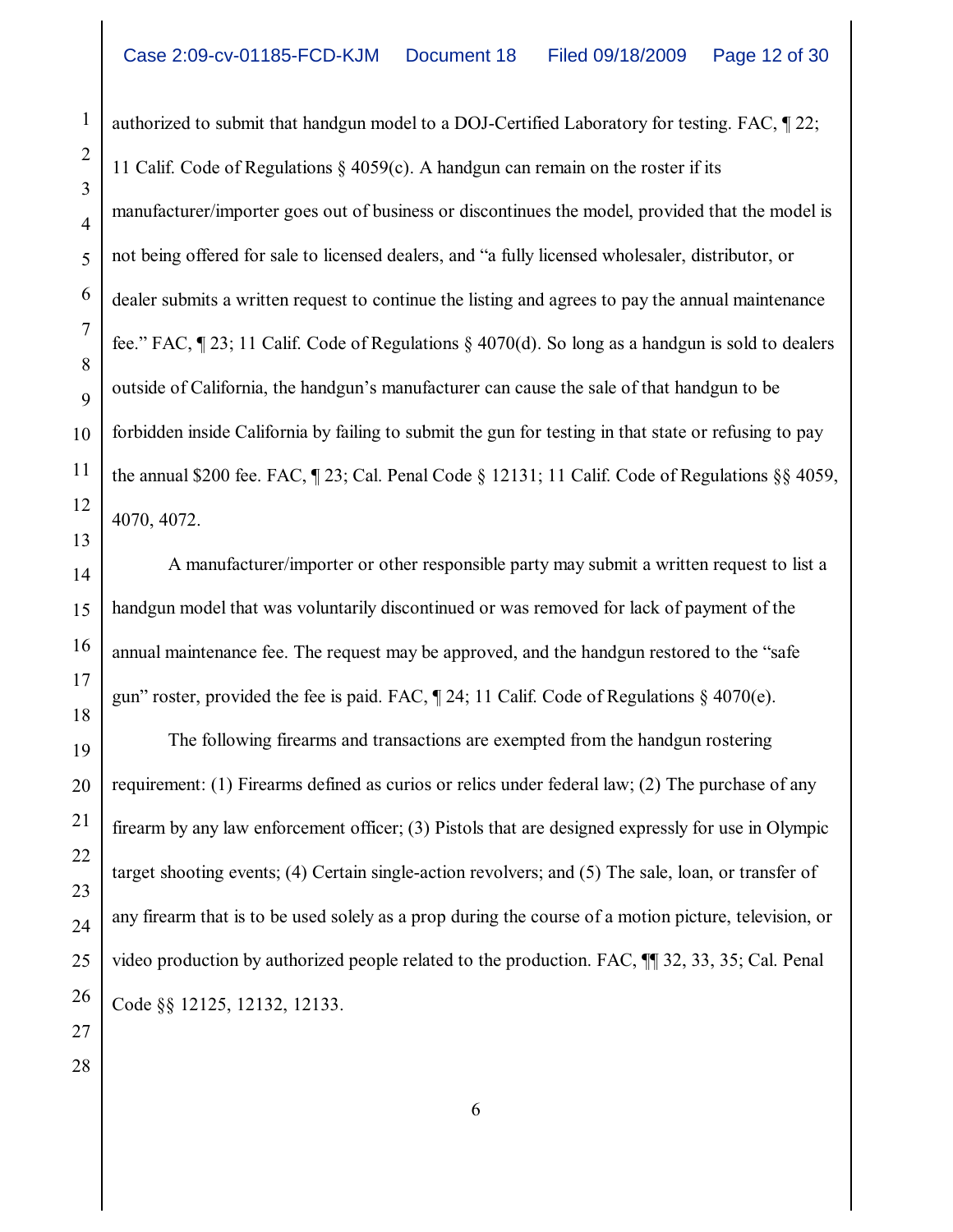authorized to submit that handgun model to a DOJ-Certified Laboratory for testing. FAC, ¶ 22; 11 Calif. Code of Regulations § 4059(c). A handgun can remain on the roster if its manufacturer/importer goes out of business or discontinues the model, provided that the model is not being offered for sale to licensed dealers, and "a fully licensed wholesaler, distributor, or dealer submits a written request to continue the listing and agrees to pay the annual maintenance fee." FAC, ¶ 23; 11 Calif. Code of Regulations § 4070(d). So long as a handgun is sold to dealers outside of California, the handgun's manufacturer can cause the sale of that handgun to be forbidden inside California by failing to submit the gun for testing in that state or refusing to pay the annual $200 fee. FAC, ¶ 23; Cal. Penal Code § 12131; 11 Calif. Code of Regulations §§ 4059, 4070, 4072.

A manufacturer/importer or other responsible party may submit a written request to list a handgun model that was voluntarily discontinued or was removed for lack of payment of the annual maintenance fee. The request may be approved, and the handgun restored to the "safe gun" roster, provided the fee is paid. FAC, ¶ 24; 11 Calif. Code of Regulations § 4070(e).

The following firearms and transactions are exempted from the handgun rostering requirement: (1) Firearms defined as curios or relics under federal law; (2) The purchase of any firearm by any law enforcement officer; (3) Pistols that are designed expressly for use in Olympic target shooting events; (4) Certain single-action revolvers; and (5) The sale, loan, or transfer of any firearm that is to be used solely as a prop during the course of a motion picture, television, or video production by authorized people related to the production. FAC, ¶¶ 32, 33, 35; Cal. Penal Code §§ 12125, 12132, 12133.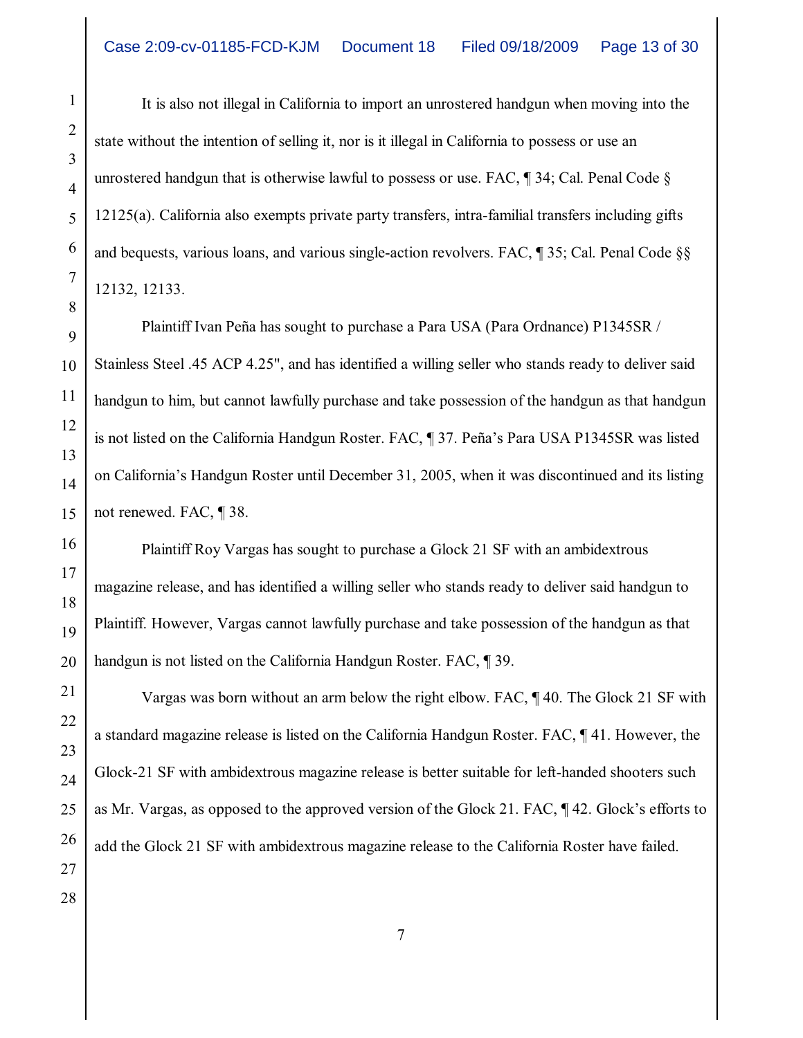It is also not illegal in California to import an unrostered handgun when moving into the state without the intention of selling it, nor is it illegal in California to possess or use an unrostered handgun that is otherwise lawful to possess or use. FAC, ¶ 34; Cal. Penal Code § 12125(a). California also exempts private party transfers, intra-familial transfers including gifts and bequests, various loans, and various single-action revolvers. FAC, ¶ 35; Cal. Penal Code §§ 12132, 12133.

Plaintiff Ivan Peña has sought to purchase a Para USA (Para Ordnance) P1345SR / Stainless Steel .45 ACP 4.25", and has identified a willing seller who stands ready to deliver said handgun to him, but cannot lawfully purchase and take possession of the handgun as that handgun is not listed on the California Handgun Roster. FAC, ¶ 37. Peña's Para USA P1345SR was listed on California's Handgun Roster until December 31, 2005, when it was discontinued and its listing not renewed. FAC, ¶ 38.

Plaintiff Roy Vargas has sought to purchase a Glock 21 SF with an ambidextrous magazine release, and has identified a willing seller who stands ready to deliver said handgun to Plaintiff. However, Vargas cannot lawfully purchase and take possession of the handgun as that handgun is not listed on the California Handgun Roster. FAC, ¶ 39.

Vargas was born without an arm below the right elbow. FAC, ¶ 40. The Glock 21 SF with a standard magazine release is listed on the California Handgun Roster. FAC, ¶ 41. However, the Glock-21 SF with ambidextrous magazine release is better suitable for left-handed shooters such as Mr. Vargas, as opposed to the approved version of the Glock 21. FAC, ¶ 42. Glock's efforts to add the Glock 21 SF with ambidextrous magazine release to the California Roster have failed.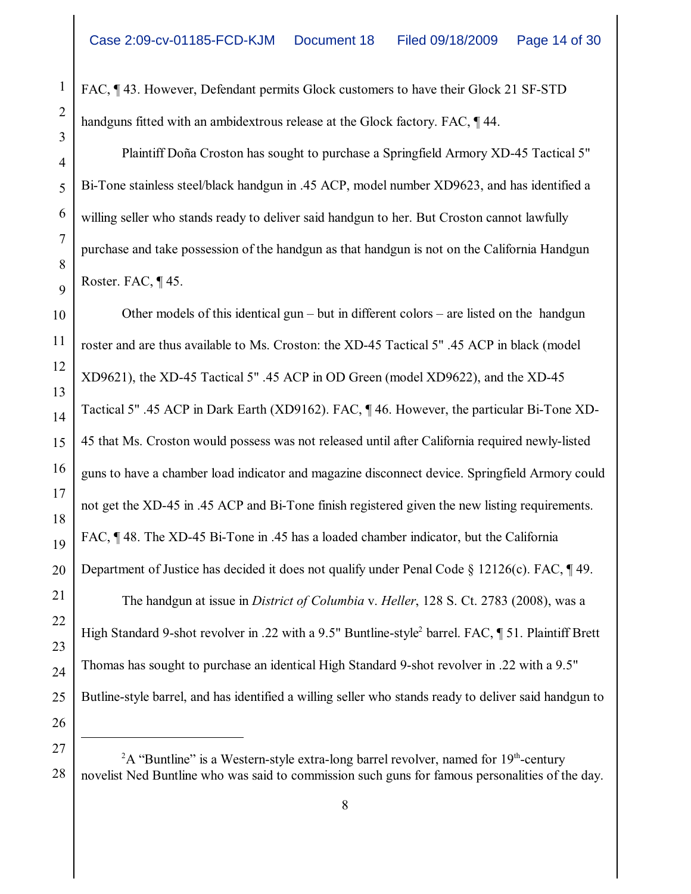FAC, ¶ 43. However, Defendant permits Glock customers to have their Glock 21 SF-STD handguns fitted with an ambidextrous release at the Glock factory. FAC, ¶ 44.

Plaintiff Doña Croston has sought to purchase a Springfield Armory XD-45 Tactical 5" Bi-Tone stainless steel/black handgun in .45 ACP, model number XD9623, and has identified a willing seller who stands ready to deliver said handgun to her. But Croston cannot lawfully purchase and take possession of the handgun as that handgun is not on the California Handgun Roster. FAC, ¶ 45.

Other models of this identical gun – but in different colors – are listed on the handgun roster and are thus available to Ms. Croston: the XD-45 Tactical 5" .45 ACP in black (model XD9621), the XD-45 Tactical 5" .45 ACP in OD Green (model XD9622), and the XD-45 Tactical 5" .45 ACP in Dark Earth (XD9162). FAC, ¶ 46. However, the particular Bi-Tone XD-45 that Ms. Croston would possess was not released until after California required newly-listed guns to have a chamber load indicator and magazine disconnect device. Springfield Armory could not get the XD-45 in .45 ACP and Bi-Tone finish registered given the new listing requirements. FAC, ¶ 48. The XD-45 Bi-Tone in .45 has a loaded chamber indicator, but the California Department of Justice has decided it does not qualify under Penal Code § 12126(c). FAC, ¶ 49.

The handgun at issue in *District of Columbia* v. *Heller*, 128 S. Ct. 2783 (2008), was a High Standard 9-shot revolver in .22 with a 9.5" Buntline-style[2] barrel. FAC, ¶ 51. Plaintiff Brett Thomas has sought to purchase an identical High Standard 9-shot revolver in .22 with a 9.5" Butline-style barrel, and has identified a willing seller who stands ready to deliver said handgun to

---

[2] A "Buntline" is a Western-style extra-long barrel revolver, named for 19th-century novelist Ned Buntline who was said to commission such guns for famous personalities of the day.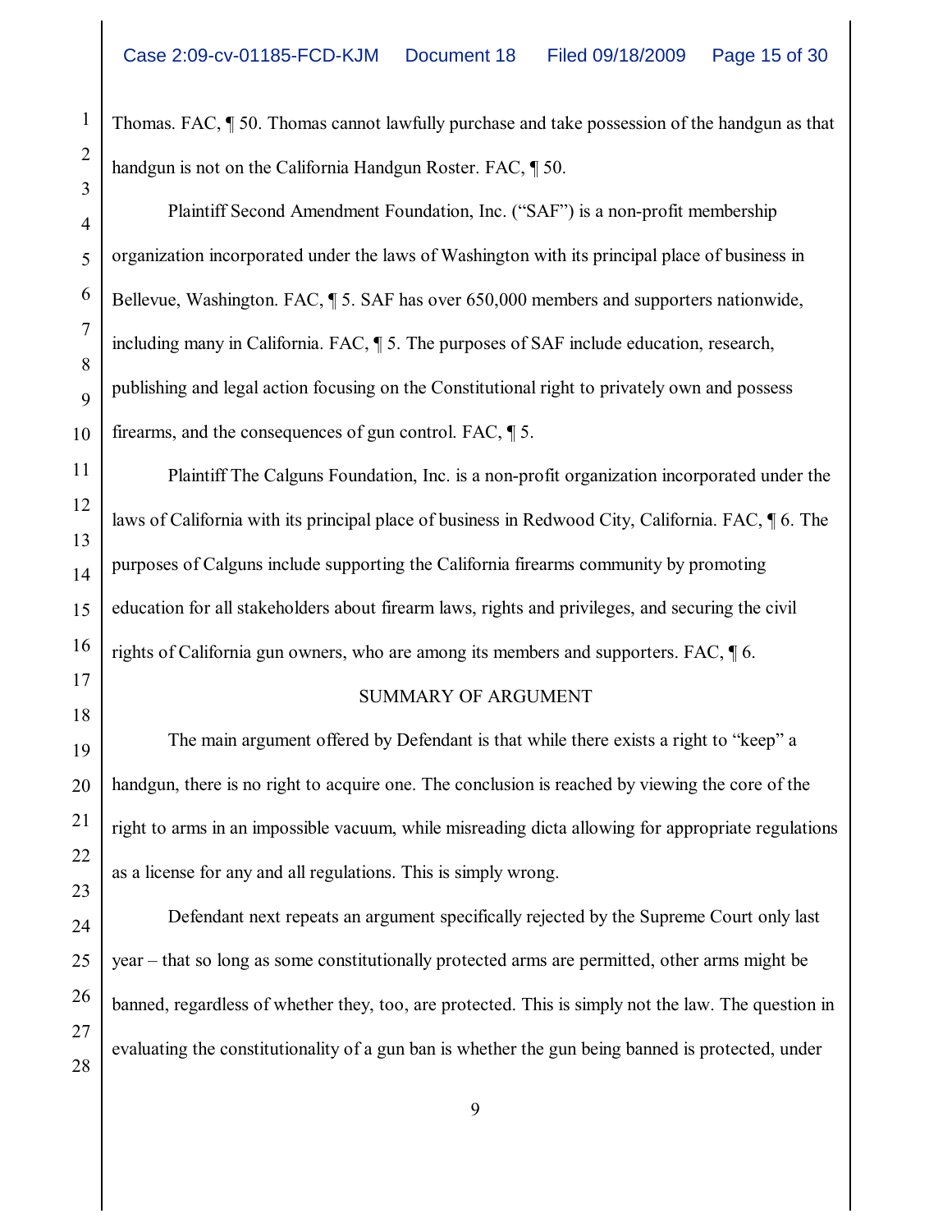Thomas. FAC, ¶ 50. Thomas cannot lawfully purchase and take possession of the handgun as that handgun is not on the California Handgun Roster. FAC, ¶ 50.

Plaintiff Second Amendment Foundation, Inc. ("SAF") is a non-profit membership organization incorporated under the laws of Washington with its principal place of business in Bellevue, Washington. FAC, ¶ 5. SAF has over 650,000 members and supporters nationwide, including many in California. FAC, ¶ 5. The purposes of SAF include education, research, publishing and legal action focusing on the Constitutional right to privately own and possess firearms, and the consequences of gun control. FAC, ¶ 5.

Plaintiff The Calguns Foundation, Inc. is a non-profit organization incorporated under the laws of California with its principal place of business in Redwood City, California. FAC, ¶ 6. The purposes of Calguns include supporting the California firearms community by promoting education for all stakeholders about firearm laws, rights and privileges, and securing the civil rights of California gun owners, who are among its members and supporters. FAC, ¶ 6.

## SUMMARY OF ARGUMENT

The main argument offered by Defendant is that while there exists a right to "keep" a handgun, there is no right to acquire one. The conclusion is reached by viewing the core of the right to arms in an impossible vacuum, while misreading dicta allowing for appropriate regulations as a license for any and all regulations. This is simply wrong.

Defendant next repeats an argument specifically rejected by the Supreme Court only last year – that so long as some constitutionally protected arms are permitted, other arms might be banned, regardless of whether they, too, are protected. This is simply not the law. The question in evaluating the constitutionality of a gun ban is whether the gun being banned is protected, under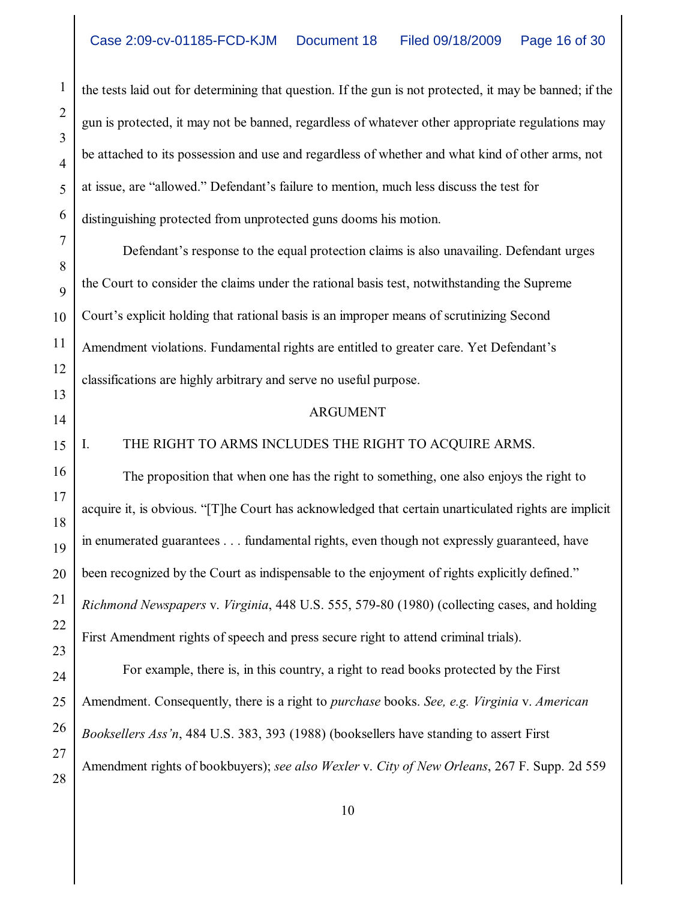the tests laid out for determining that question. If the gun is not protected, it may be banned; if the gun is protected, it may not be banned, regardless of whatever other appropriate regulations may be attached to its possession and use and regardless of whether and what kind of other arms, not at issue, are "allowed." Defendant's failure to mention, much less discuss the test for distinguishing protected from unprotected guns dooms his motion.

Defendant's response to the equal protection claims is also unavailing. Defendant urges the Court to consider the claims under the rational basis test, notwithstanding the Supreme Court's explicit holding that rational basis is an improper means of scrutinizing Second Amendment violations. Fundamental rights are entitled to greater care. Yet Defendant's classifications are highly arbitrary and serve no useful purpose.

ARGUMENT

I. THE RIGHT TO ARMS INCLUDES THE RIGHT TO ACQUIRE ARMS.

The proposition that when one has the right to something, one also enjoys the right to acquire it, is obvious. "[T]he Court has acknowledged that certain unarticulated rights are implicit in enumerated guarantees . . . fundamental rights, even though not expressly guaranteed, have been recognized by the Court as indispensable to the enjoyment of rights explicitly defined." *Richmond Newspapers* v. *Virginia*, 448 U.S. 555, 579-80 (1980) (collecting cases, and holding First Amendment rights of speech and press secure right to attend criminal trials).

For example, there is, in this country, a right to read books protected by the First Amendment. Consequently, there is a right to *purchase* books. *See, e.g. Virginia* v. *American Booksellers Ass'n*, 484 U.S. 383, 393 (1988) (booksellers have standing to assert First Amendment rights of bookbuyers); *see also Wexler* v. *City of New Orleans*, 267 F. Supp. 2d 559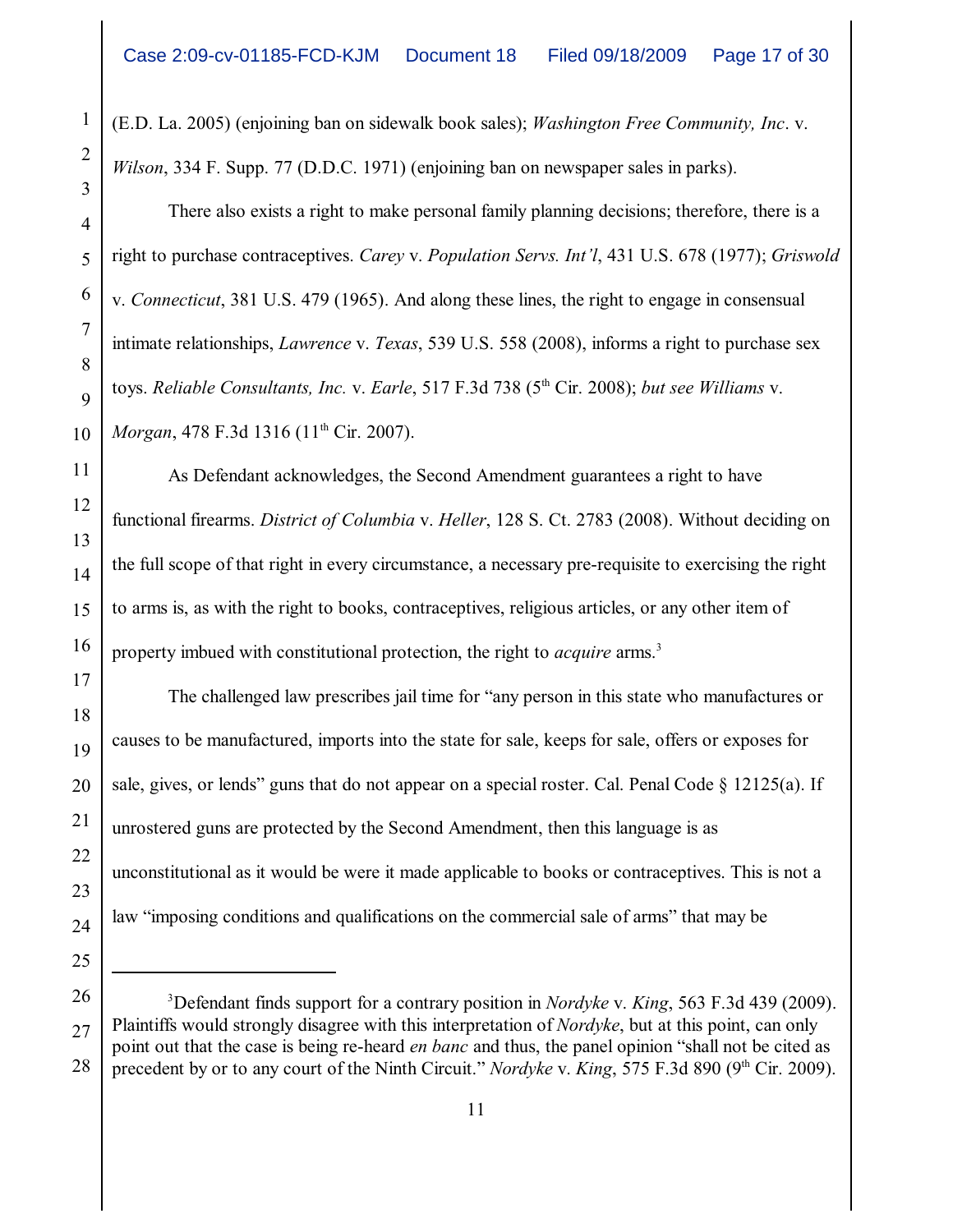(E.D. La. 2005) (enjoining ban on sidewalk book sales); *Washington Free Community, Inc*. v. *Wilson*, 334 F. Supp. 77 (D.D.C. 1971) (enjoining ban on newspaper sales in parks).

There also exists a right to make personal family planning decisions; therefore, there is a right to purchase contraceptives. *Carey* v. *Population Servs. Int'l*, 431 U.S. 678 (1977); *Griswold* v. *Connecticut*, 381 U.S. 479 (1965). And along these lines, the right to engage in consensual intimate relationships, *Lawrence* v. *Texas*, 539 U.S. 558 (2008), informs a right to purchase sex toys. *Reliable Consultants, Inc.* v. *Earle*, 517 F.3d 738 (5th Cir. 2008); *but see Williams* v. *Morgan*, 478 F.3d 1316 (11th Cir. 2007).

As Defendant acknowledges, the Second Amendment guarantees a right to have functional firearms. *District of Columbia* v. *Heller*, 128 S. Ct. 2783 (2008). Without deciding on the full scope of that right in every circumstance, a necessary pre-requisite to exercising the right to arms is, as with the right to books, contraceptives, religious articles, or any other item of property imbued with constitutional protection, the right to *acquire* arms.[3]

The challenged law prescribes jail time for "any person in this state who manufactures or causes to be manufactured, imports into the state for sale, keeps for sale, offers or exposes for sale, gives, or lends" guns that do not appear on a special roster. Cal. Penal Code § 12125(a). If unrostered guns are protected by the Second Amendment, then this language is as unconstitutional as it would be were it made applicable to books or contraceptives. This is not a law "imposing conditions and qualifications on the commercial sale of arms" that may be

---

[3]Defendant finds support for a contrary position in *Nordyke* v. *King*, 563 F.3d 439 (2009). Plaintiffs would strongly disagree with this interpretation of *Nordyke*, but at this point, can only point out that the case is being re-heard *en banc* and thus, the panel opinion "shall not be cited as precedent by or to any court of the Ninth Circuit." *Nordyke* v. *King*, 575 F.3d 890 (9th Cir. 2009).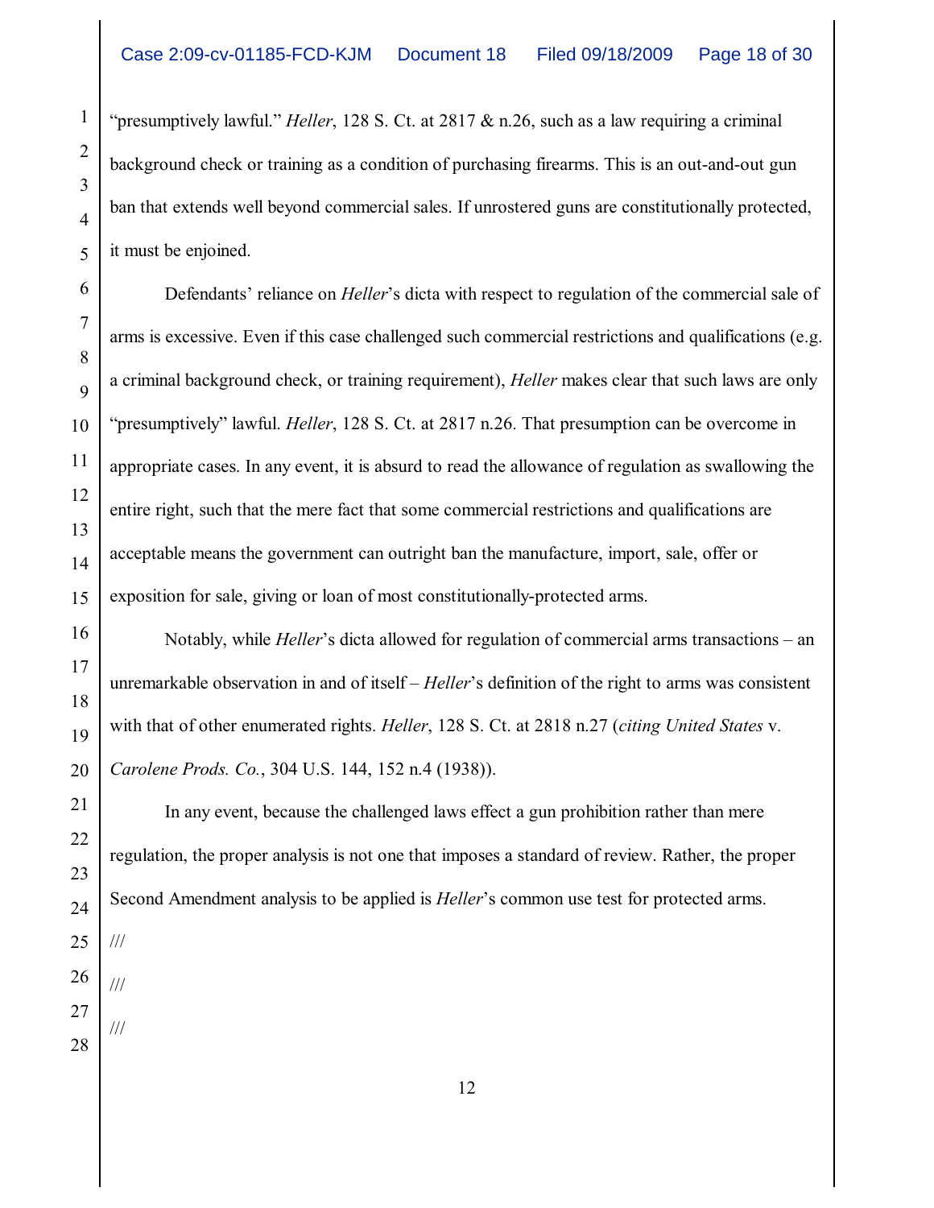"presumptively lawful." *Heller*, 128 S. Ct. at 2817 & n.26, such as a law requiring a criminal background check or training as a condition of purchasing firearms. This is an out-and-out gun ban that extends well beyond commercial sales. If unrostered guns are constitutionally protected, it must be enjoined.

Defendants' reliance on *Heller*'s dicta with respect to regulation of the commercial sale of arms is excessive. Even if this case challenged such commercial restrictions and qualifications (e.g. a criminal background check, or training requirement), *Heller* makes clear that such laws are only "presumptively" lawful. *Heller*, 128 S. Ct. at 2817 n.26. That presumption can be overcome in appropriate cases. In any event, it is absurd to read the allowance of regulation as swallowing the entire right, such that the mere fact that some commercial restrictions and qualifications are acceptable means the government can outright ban the manufacture, import, sale, offer or exposition for sale, giving or loan of most constitutionally-protected arms.

Notably, while *Heller*'s dicta allowed for regulation of commercial arms transactions – an unremarkable observation in and of itself – *Heller*'s definition of the right to arms was consistent with that of other enumerated rights. *Heller*, 128 S. Ct. at 2818 n.27 (*citing United States* v. *Carolene Prods. Co.*, 304 U.S. 144, 152 n.4 (1938)).

In any event, because the challenged laws effect a gun prohibition rather than mere regulation, the proper analysis is not one that imposes a standard of review. Rather, the proper Second Amendment analysis to be applied is *Heller*'s common use test for protected arms.

///

///

///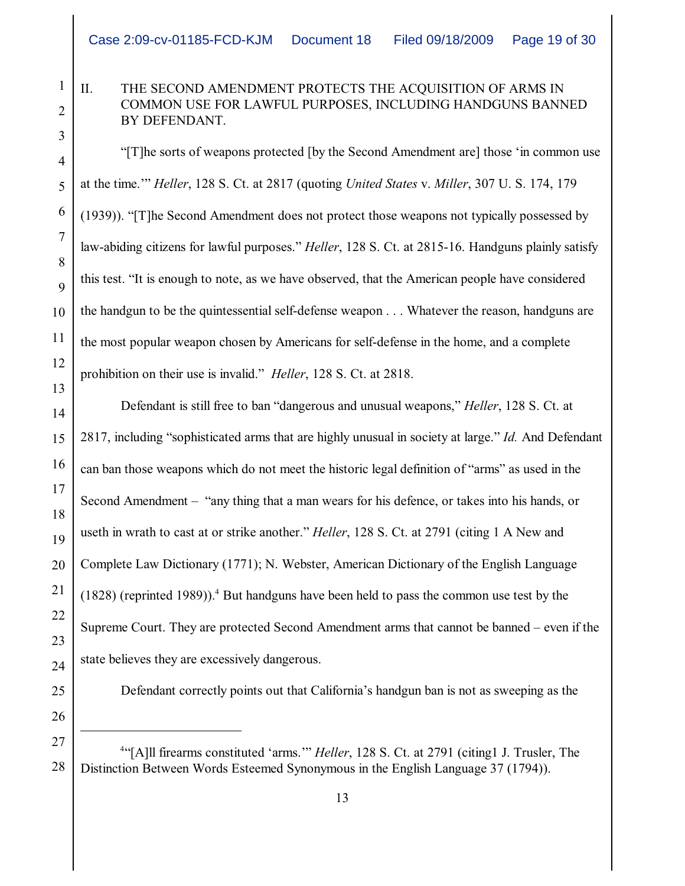## II. THE SECOND AMENDMENT PROTECTS THE ACQUISITION OF ARMS IN COMMON USE FOR LAWFUL PURPOSES, INCLUDING HANDGUNS BANNED BY DEFENDANT.

"[T]he sorts of weapons protected [by the Second Amendment are] those 'in common use at the time.'" *Heller*, 128 S. Ct. at 2817 (quoting *United States* v. *Miller*, 307 U. S. 174, 179 (1939)). "[T]he Second Amendment does not protect those weapons not typically possessed by law-abiding citizens for lawful purposes." *Heller*, 128 S. Ct. at 2815-16. Handguns plainly satisfy this test. "It is enough to note, as we have observed, that the American people have considered the handgun to be the quintessential self-defense weapon . . . Whatever the reason, handguns are the most popular weapon chosen by Americans for self-defense in the home, and a complete prohibition on their use is invalid." *Heller*, 128 S. Ct. at 2818.

Defendant is still free to ban "dangerous and unusual weapons," *Heller*, 128 S. Ct. at 2817, including "sophisticated arms that are highly unusual in society at large." *Id.* And Defendant can ban those weapons which do not meet the historic legal definition of "arms" as used in the Second Amendment – "any thing that a man wears for his defence, or takes into his hands, or useth in wrath to cast at or strike another." *Heller*, 128 S. Ct. at 2791 (citing 1 A New and Complete Law Dictionary (1771); N. Webster, American Dictionary of the English Language (1828) (reprinted 1989)).[4] But handguns have been held to pass the common use test by the Supreme Court. They are protected Second Amendment arms that cannot be banned – even if the state believes they are excessively dangerous.

Defendant correctly points out that California's handgun ban is not as sweeping as the

---

[4] "[A]ll firearms constituted 'arms.'" *Heller*, 128 S. Ct. at 2791 (citing1 J. Trusler, The Distinction Between Words Esteemed Synonymous in the English Language 37 (1794)).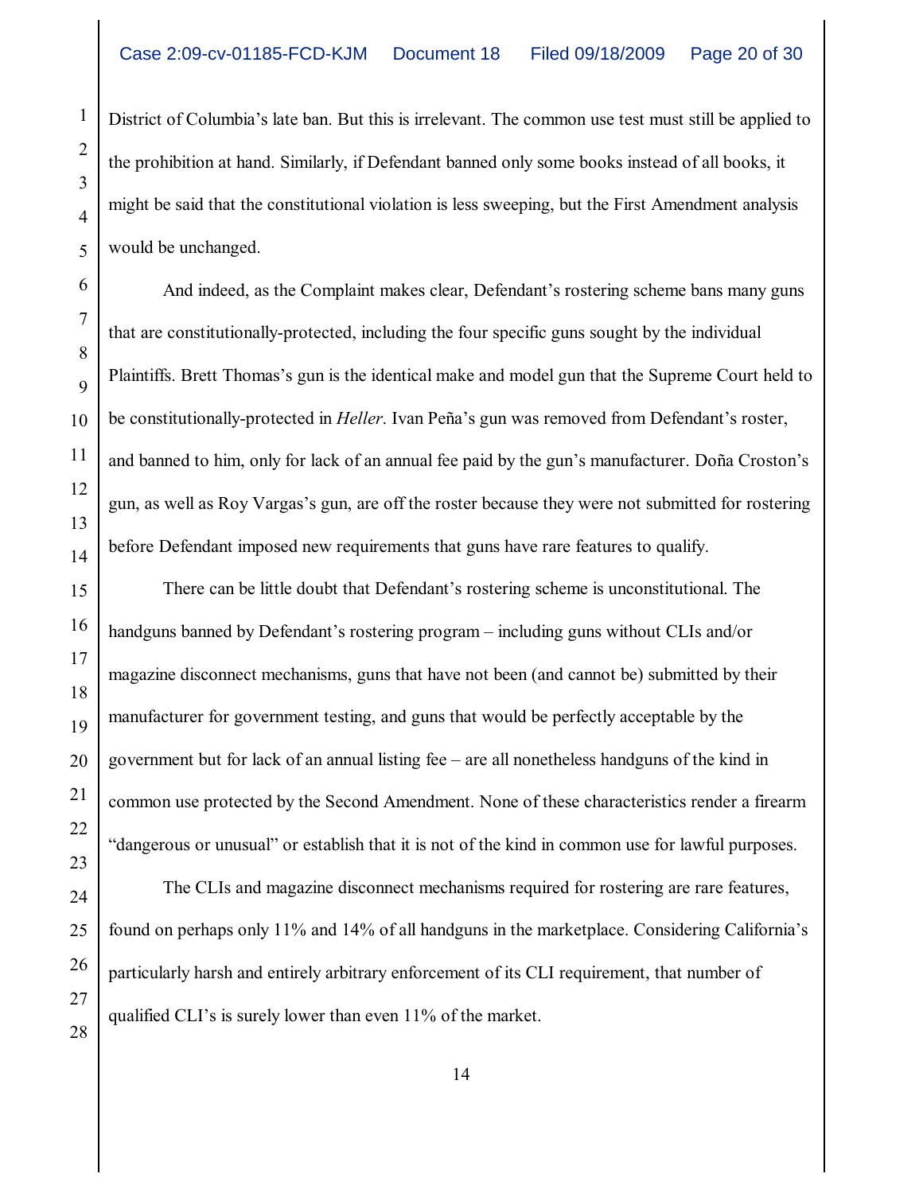District of Columbia's late ban. But this is irrelevant. The common use test must still be applied to the prohibition at hand. Similarly, if Defendant banned only some books instead of all books, it might be said that the constitutional violation is less sweeping, but the First Amendment analysis would be unchanged.

And indeed, as the Complaint makes clear, Defendant's rostering scheme bans many guns that are constitutionally-protected, including the four specific guns sought by the individual Plaintiffs. Brett Thomas's gun is the identical make and model gun that the Supreme Court held to be constitutionally-protected in *Heller*. Ivan Peña's gun was removed from Defendant's roster, and banned to him, only for lack of an annual fee paid by the gun's manufacturer. Doña Croston's gun, as well as Roy Vargas's gun, are off the roster because they were not submitted for rostering before Defendant imposed new requirements that guns have rare features to qualify.

There can be little doubt that Defendant's rostering scheme is unconstitutional. The handguns banned by Defendant's rostering program – including guns without CLIs and/or magazine disconnect mechanisms, guns that have not been (and cannot be) submitted by their manufacturer for government testing, and guns that would be perfectly acceptable by the government but for lack of an annual listing fee – are all nonetheless handguns of the kind in common use protected by the Second Amendment. None of these characteristics render a firearm "dangerous or unusual" or establish that it is not of the kind in common use for lawful purposes.

The CLIs and magazine disconnect mechanisms required for rostering are rare features, found on perhaps only 11% and 14% of all handguns in the marketplace. Considering California's particularly harsh and entirely arbitrary enforcement of its CLI requirement, that number of qualified CLI's is surely lower than even 11% of the market.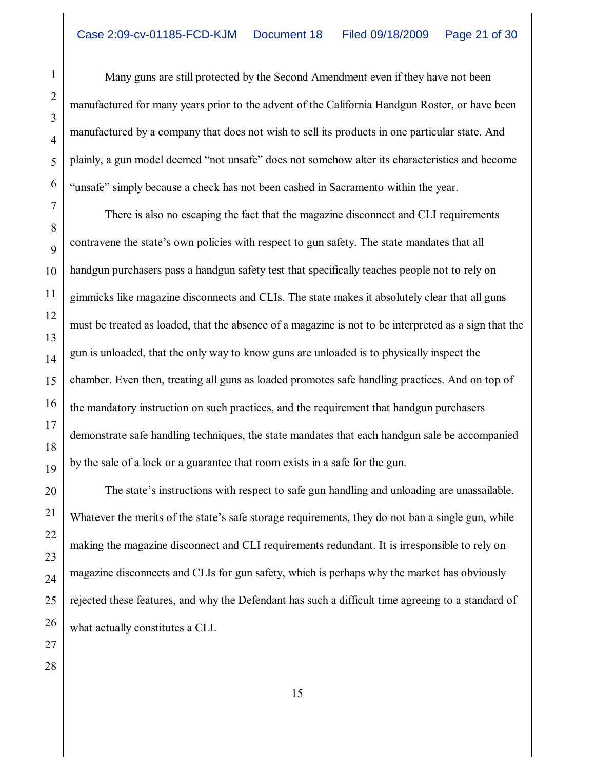Many guns are still protected by the Second Amendment even if they have not been manufactured for many years prior to the advent of the California Handgun Roster, or have been manufactured by a company that does not wish to sell its products in one particular state. And plainly, a gun model deemed "not unsafe" does not somehow alter its characteristics and become "unsafe" simply because a check has not been cashed in Sacramento within the year.

There is also no escaping the fact that the magazine disconnect and CLI requirements contravene the state's own policies with respect to gun safety. The state mandates that all handgun purchasers pass a handgun safety test that specifically teaches people not to rely on gimmicks like magazine disconnects and CLIs. The state makes it absolutely clear that all guns must be treated as loaded, that the absence of a magazine is not to be interpreted as a sign that the gun is unloaded, that the only way to know guns are unloaded is to physically inspect the chamber. Even then, treating all guns as loaded promotes safe handling practices. And on top of the mandatory instruction on such practices, and the requirement that handgun purchasers demonstrate safe handling techniques, the state mandates that each handgun sale be accompanied by the sale of a lock or a guarantee that room exists in a safe for the gun.

The state's instructions with respect to safe gun handling and unloading are unassailable. Whatever the merits of the state's safe storage requirements, they do not ban a single gun, while making the magazine disconnect and CLI requirements redundant. It is irresponsible to rely on magazine disconnects and CLIs for gun safety, which is perhaps why the market has obviously rejected these features, and why the Defendant has such a difficult time agreeing to a standard of what actually constitutes a CLI.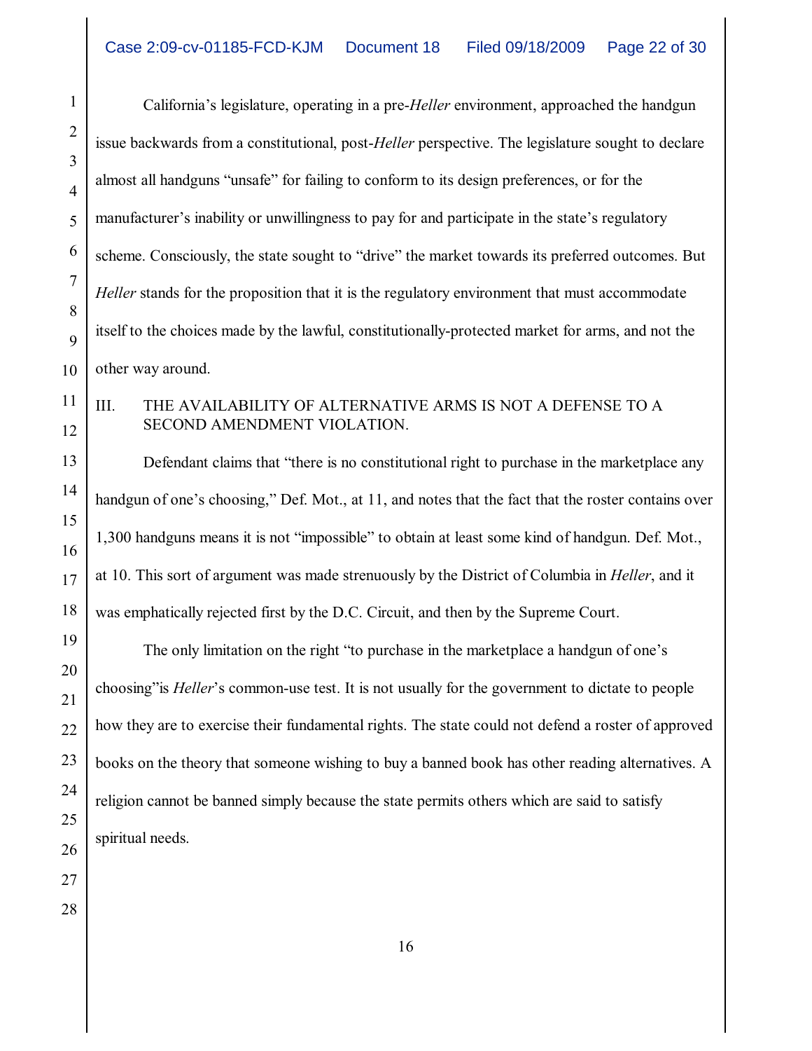California's legislature, operating in a pre-*Heller* environment, approached the handgun issue backwards from a constitutional, post-*Heller* perspective. The legislature sought to declare almost all handguns "unsafe" for failing to conform to its design preferences, or for the manufacturer's inability or unwillingness to pay for and participate in the state's regulatory scheme. Consciously, the state sought to "drive" the market towards its preferred outcomes. But *Heller* stands for the proposition that it is the regulatory environment that must accommodate itself to the choices made by the lawful, constitutionally-protected market for arms, and not the other way around.

## III. THE AVAILABILITY OF ALTERNATIVE ARMS IS NOT A DEFENSE TO A SECOND AMENDMENT VIOLATION.

Defendant claims that "there is no constitutional right to purchase in the marketplace any handgun of one's choosing," Def. Mot., at 11, and notes that the fact that the roster contains over 1,300 handguns means it is not "impossible" to obtain at least some kind of handgun. Def. Mot., at 10. This sort of argument was made strenuously by the District of Columbia in *Heller*, and it was emphatically rejected first by the D.C. Circuit, and then by the Supreme Court.

The only limitation on the right "to purchase in the marketplace a handgun of one's choosing"is *Heller*'s common-use test. It is not usually for the government to dictate to people how they are to exercise their fundamental rights. The state could not defend a roster of approved books on the theory that someone wishing to buy a banned book has other reading alternatives. A religion cannot be banned simply because the state permits others which are said to satisfy spiritual needs.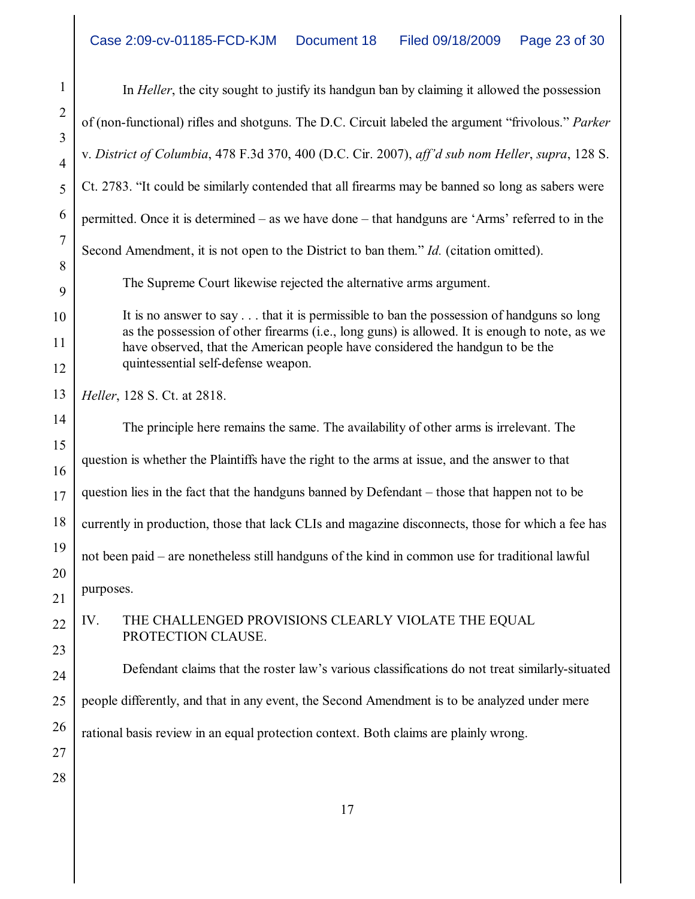In *Heller*, the city sought to justify its handgun ban by claiming it allowed the possession of (non-functional) rifles and shotguns. The D.C. Circuit labeled the argument "frivolous." *Parker* v. *District of Columbia*, 478 F.3d 370, 400 (D.C. Cir. 2007), *aff'd sub nom Heller*, *supra*, 128 S. Ct. 2783. "It could be similarly contended that all firearms may be banned so long as sabers were permitted. Once it is determined – as we have done – that handguns are 'Arms' referred to in the Second Amendment, it is not open to the District to ban them." *Id.* (citation omitted).

The Supreme Court likewise rejected the alternative arms argument.

> It is no answer to say . . . that it is permissible to ban the possession of handguns so long as the possession of other firearms (i.e., long guns) is allowed. It is enough to note, as we have observed, that the American people have considered the handgun to be the quintessential self-defense weapon.

*Heller*, 128 S. Ct. at 2818.

The principle here remains the same. The availability of other arms is irrelevant. The question is whether the Plaintiffs have the right to the arms at issue, and the answer to that question lies in the fact that the handguns banned by Defendant – those that happen not to be currently in production, those that lack CLIs and magazine disconnects, those for which a fee has not been paid – are nonetheless still handguns of the kind in common use for traditional lawful purposes.

## IV. THE CHALLENGED PROVISIONS CLEARLY VIOLATE THE EQUAL PROTECTION CLAUSE.

Defendant claims that the roster law's various classifications do not treat similarly-situated people differently, and that in any event, the Second Amendment is to be analyzed under mere rational basis review in an equal protection context. Both claims are plainly wrong.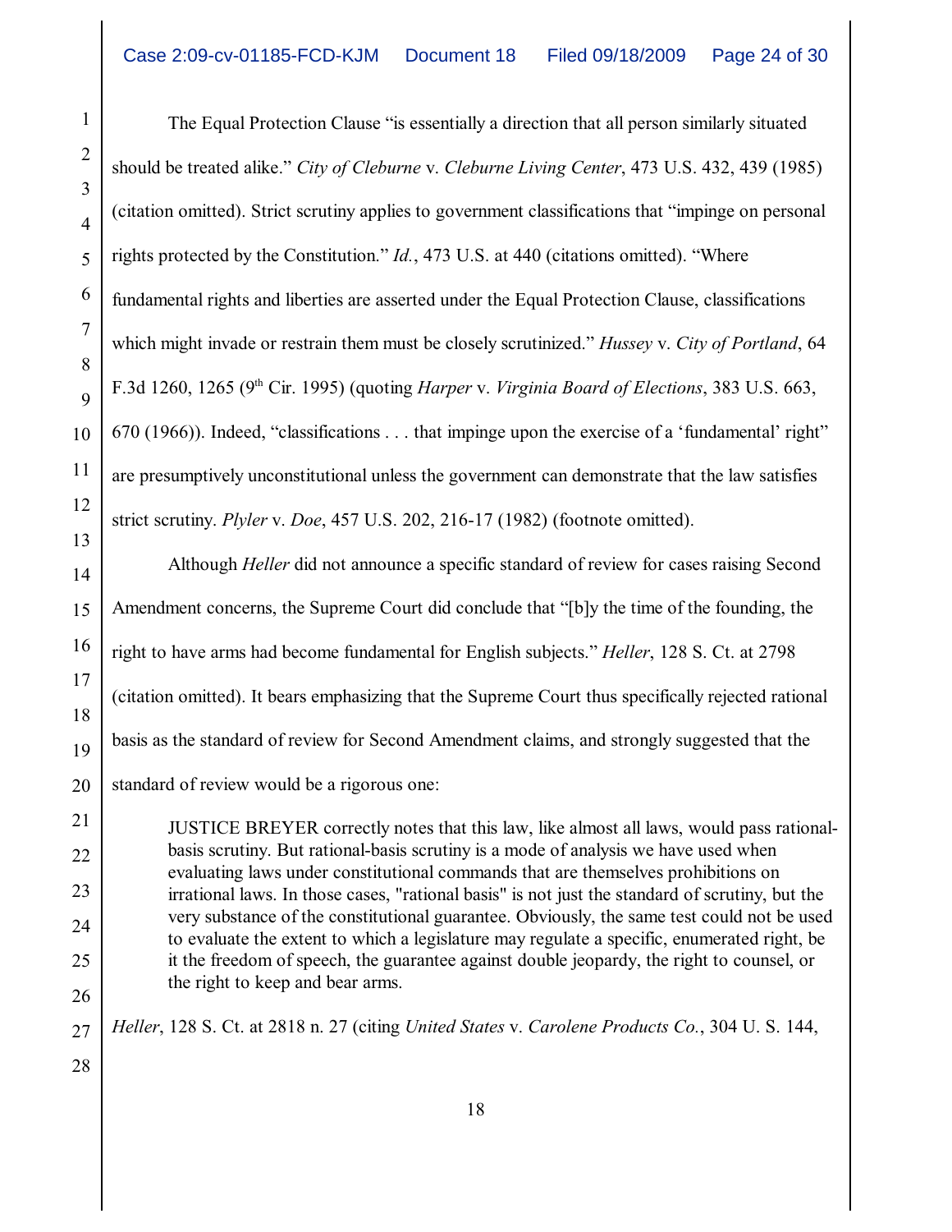The Equal Protection Clause "is essentially a direction that all person similarly situated should be treated alike." *City of Cleburne* v. *Cleburne Living Center*, 473 U.S. 432, 439 (1985) (citation omitted). Strict scrutiny applies to government classifications that "impinge on personal rights protected by the Constitution." *Id.*, 473 U.S. at 440 (citations omitted). "Where fundamental rights and liberties are asserted under the Equal Protection Clause, classifications which might invade or restrain them must be closely scrutinized." *Hussey* v. *City of Portland*, 64 F.3d 1260, 1265 (9th Cir. 1995) (quoting *Harper* v. *Virginia Board of Elections*, 383 U.S. 663, 670 (1966)). Indeed, "classifications . . . that impinge upon the exercise of a 'fundamental' right" are presumptively unconstitutional unless the government can demonstrate that the law satisfies strict scrutiny. *Plyler* v. *Doe*, 457 U.S. 202, 216-17 (1982) (footnote omitted).

Although *Heller* did not announce a specific standard of review for cases raising Second Amendment concerns, the Supreme Court did conclude that "[b]y the time of the founding, the right to have arms had become fundamental for English subjects." *Heller*, 128 S. Ct. at 2798 (citation omitted). It bears emphasizing that the Supreme Court thus specifically rejected rational basis as the standard of review for Second Amendment claims, and strongly suggested that the standard of review would be a rigorous one:

> JUSTICE BREYER correctly notes that this law, like almost all laws, would pass rational-basis scrutiny. But rational-basis scrutiny is a mode of analysis we have used when evaluating laws under constitutional commands that are themselves prohibitions on irrational laws. In those cases, "rational basis" is not just the standard of scrutiny, but the very substance of the constitutional guarantee. Obviously, the same test could not be used to evaluate the extent to which a legislature may regulate a specific, enumerated right, be it the freedom of speech, the guarantee against double jeopardy, the right to counsel, or the right to keep and bear arms.

*Heller*, 128 S. Ct. at 2818 n. 27 (citing *United States* v. *Carolene Products Co.*, 304 U. S. 144,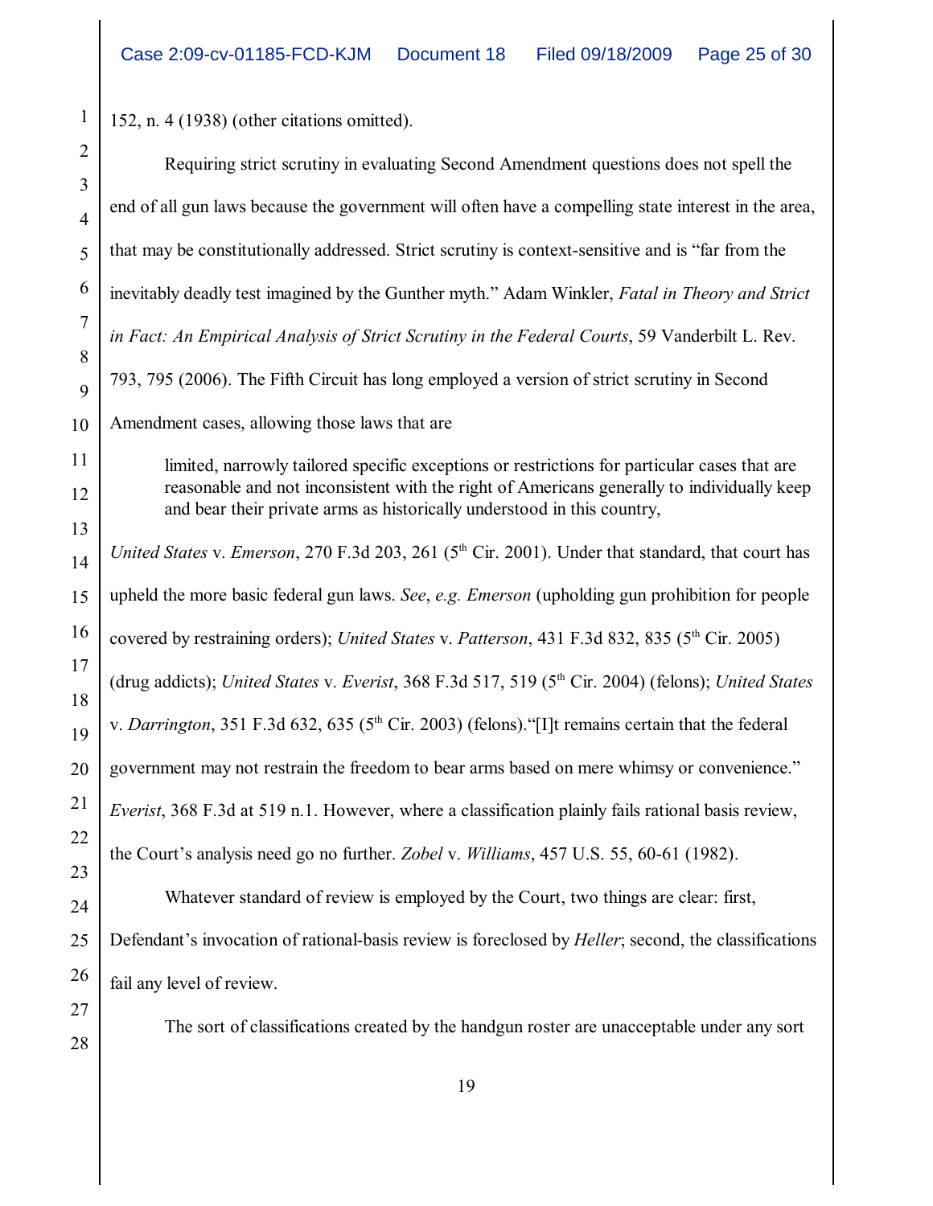152, n. 4 (1938) (other citations omitted).

Requiring strict scrutiny in evaluating Second Amendment questions does not spell the end of all gun laws because the government will often have a compelling state interest in the area, that may be constitutionally addressed. Strict scrutiny is context-sensitive and is "far from the inevitably deadly test imagined by the Gunther myth." Adam Winkler, *Fatal in Theory and Strict in Fact: An Empirical Analysis of Strict Scrutiny in the Federal Courts*, 59 Vanderbilt L. Rev. 793, 795 (2006). The Fifth Circuit has long employed a version of strict scrutiny in Second Amendment cases, allowing those laws that are

> limited, narrowly tailored specific exceptions or restrictions for particular cases that are reasonable and not inconsistent with the right of Americans generally to individually keep and bear their private arms as historically understood in this country,

*United States* v. *Emerson*, 270 F.3d 203, 261 (5th Cir. 2001). Under that standard, that court has upheld the more basic federal gun laws. *See*, *e.g. Emerson* (upholding gun prohibition for people covered by restraining orders); *United States* v. *Patterson*, 431 F.3d 832, 835 (5th Cir. 2005) (drug addicts); *United States* v. *Everist*, 368 F.3d 517, 519 (5th Cir. 2004) (felons); *United States* v. *Darrington*, 351 F.3d 632, 635 (5th Cir. 2003) (felons)."[I]t remains certain that the federal government may not restrain the freedom to bear arms based on mere whimsy or convenience." *Everist*, 368 F.3d at 519 n.1. However, where a classification plainly fails rational basis review, the Court's analysis need go no further. *Zobel* v. *Williams*, 457 U.S. 55, 60-61 (1982).

Whatever standard of review is employed by the Court, two things are clear: first, Defendant's invocation of rational-basis review is foreclosed by *Heller*; second, the classifications fail any level of review.

The sort of classifications created by the handgun roster are unacceptable under any sort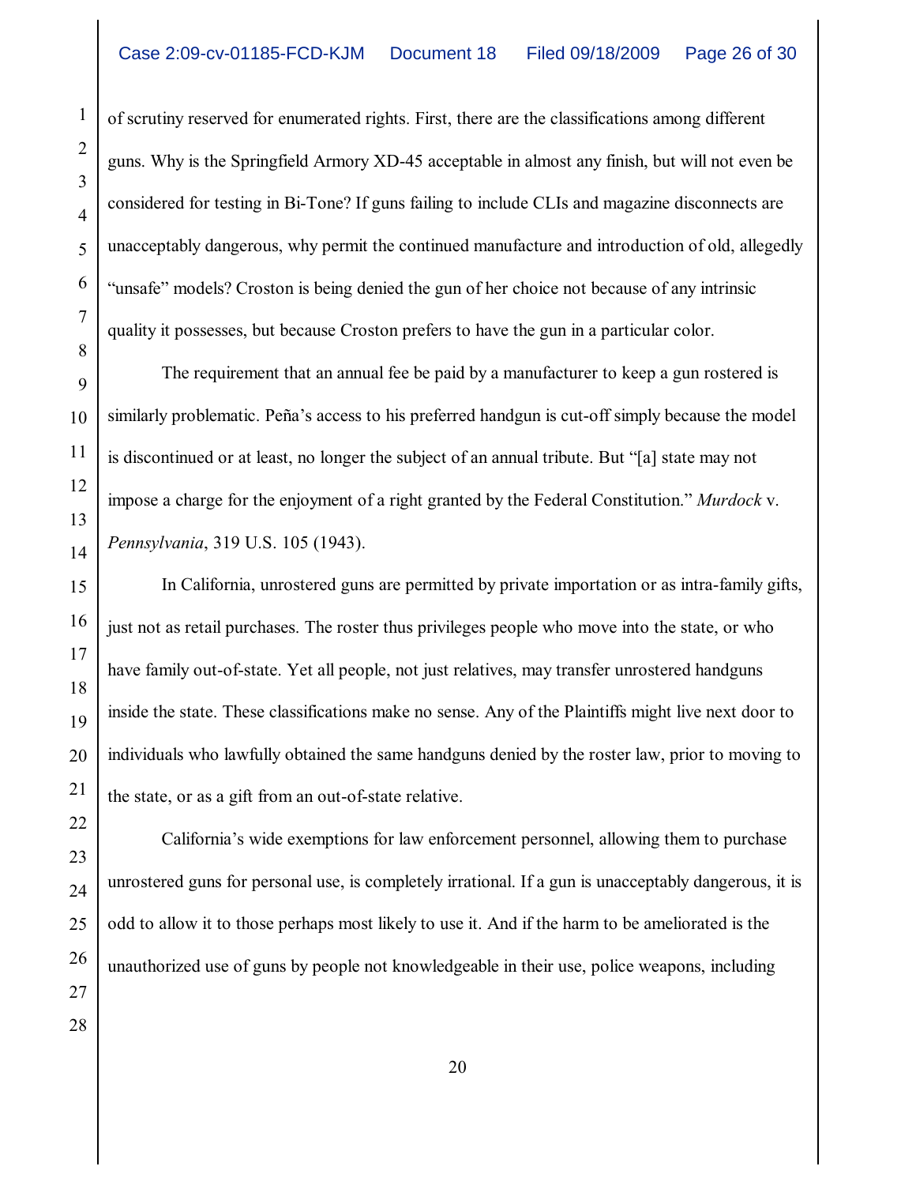of scrutiny reserved for enumerated rights. First, there are the classifications among different guns. Why is the Springfield Armory XD-45 acceptable in almost any finish, but will not even be considered for testing in Bi-Tone? If guns failing to include CLIs and magazine disconnects are unacceptably dangerous, why permit the continued manufacture and introduction of old, allegedly "unsafe" models? Croston is being denied the gun of her choice not because of any intrinsic quality it possesses, but because Croston prefers to have the gun in a particular color.

The requirement that an annual fee be paid by a manufacturer to keep a gun rostered is similarly problematic. Peña's access to his preferred handgun is cut-off simply because the model is discontinued or at least, no longer the subject of an annual tribute. But "[a] state may not impose a charge for the enjoyment of a right granted by the Federal Constitution." *Murdock* v. *Pennsylvania*, 319 U.S. 105 (1943).

In California, unrostered guns are permitted by private importation or as intra-family gifts, just not as retail purchases. The roster thus privileges people who move into the state, or who have family out-of-state. Yet all people, not just relatives, may transfer unrostered handguns inside the state. These classifications make no sense. Any of the Plaintiffs might live next door to individuals who lawfully obtained the same handguns denied by the roster law, prior to moving to the state, or as a gift from an out-of-state relative.

California's wide exemptions for law enforcement personnel, allowing them to purchase unrostered guns for personal use, is completely irrational. If a gun is unacceptably dangerous, it is odd to allow it to those perhaps most likely to use it. And if the harm to be ameliorated is the unauthorized use of guns by people not knowledgeable in their use, police weapons, including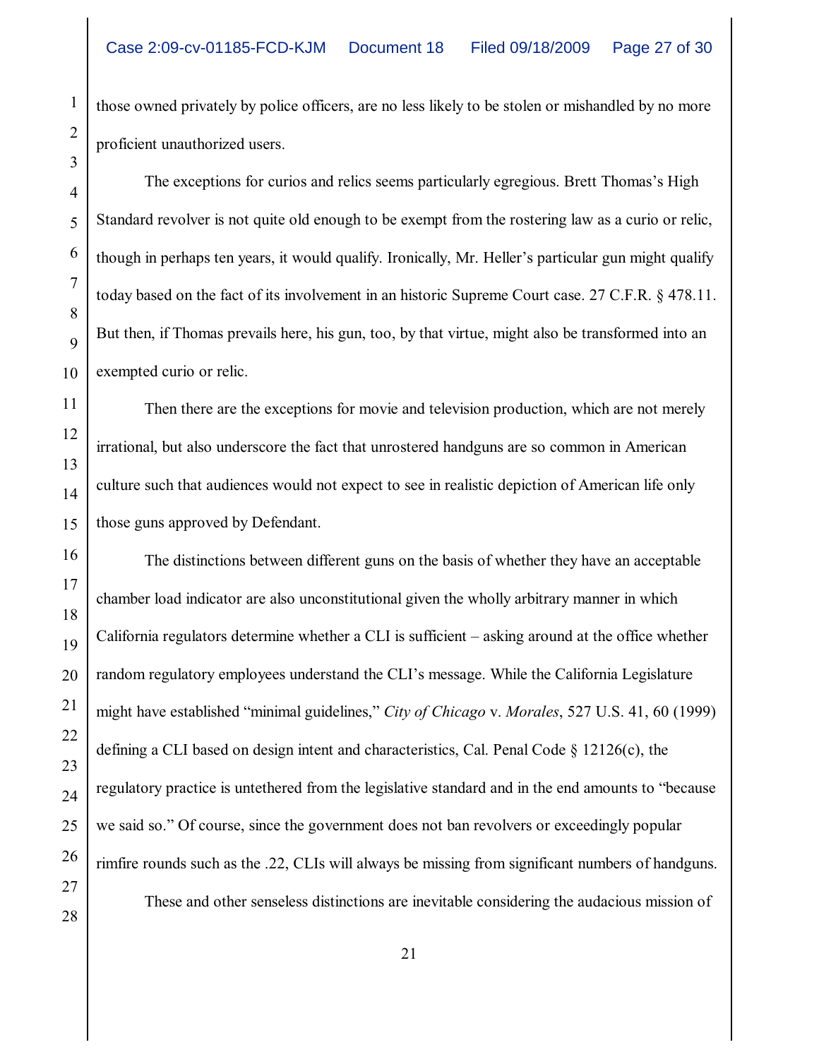those owned privately by police officers, are no less likely to be stolen or mishandled by no more proficient unauthorized users.

The exceptions for curios and relics seems particularly egregious. Brett Thomas's High Standard revolver is not quite old enough to be exempt from the rostering law as a curio or relic, though in perhaps ten years, it would qualify. Ironically, Mr. Heller's particular gun might qualify today based on the fact of its involvement in an historic Supreme Court case. 27 C.F.R. § 478.11. But then, if Thomas prevails here, his gun, too, by that virtue, might also be transformed into an exempted curio or relic.

Then there are the exceptions for movie and television production, which are not merely irrational, but also underscore the fact that unrostered handguns are so common in American culture such that audiences would not expect to see in realistic depiction of American life only those guns approved by Defendant.

The distinctions between different guns on the basis of whether they have an acceptable chamber load indicator are also unconstitutional given the wholly arbitrary manner in which California regulators determine whether a CLI is sufficient – asking around at the office whether random regulatory employees understand the CLI's message. While the California Legislature might have established "minimal guidelines," *City of Chicago* v. *Morales*, 527 U.S. 41, 60 (1999) defining a CLI based on design intent and characteristics, Cal. Penal Code § 12126(c), the regulatory practice is untethered from the legislative standard and in the end amounts to "because we said so." Of course, since the government does not ban revolvers or exceedingly popular rimfire rounds such as the .22, CLIs will always be missing from significant numbers of handguns.

These and other senseless distinctions are inevitable considering the audacious mission of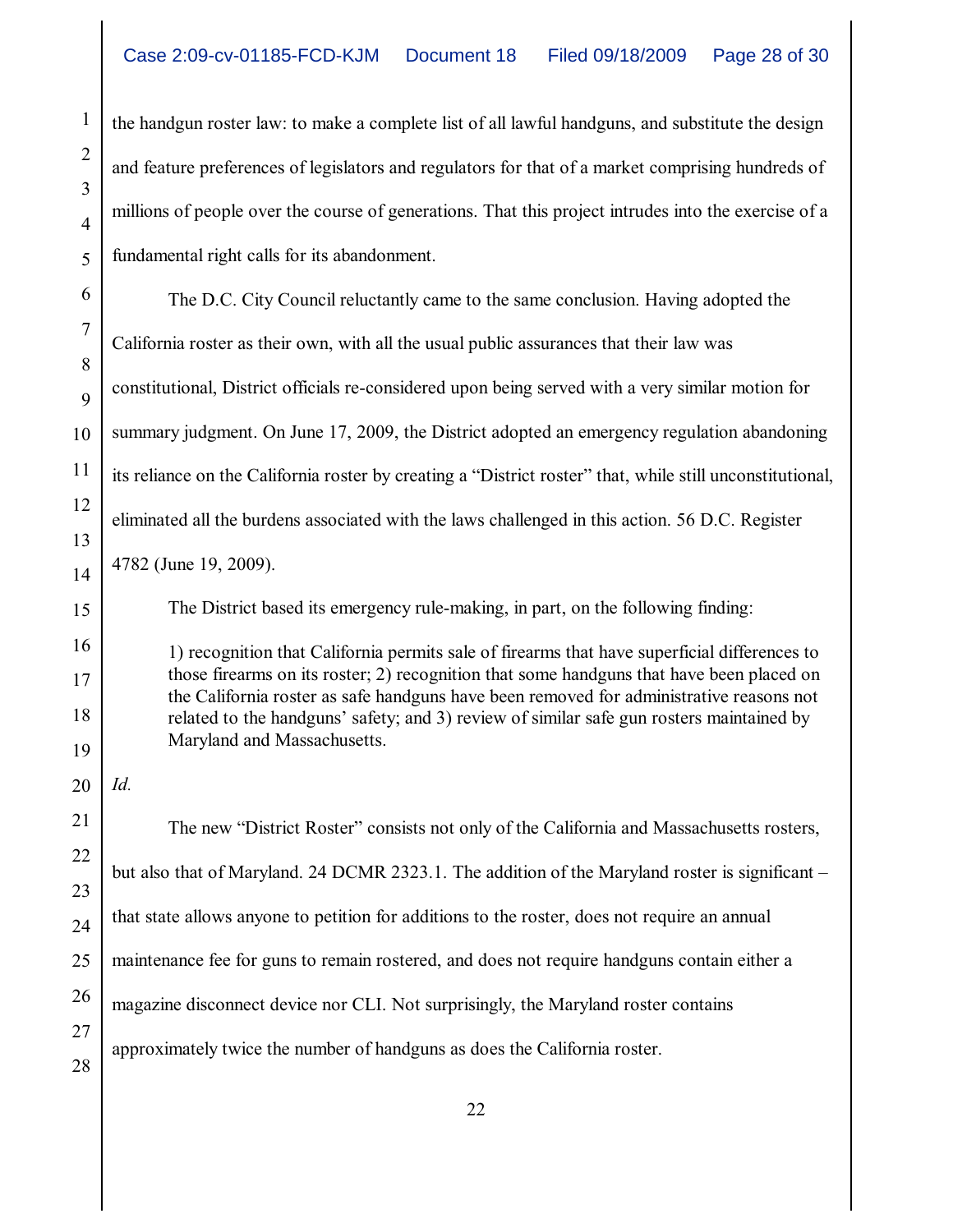the handgun roster law: to make a complete list of all lawful handguns, and substitute the design and feature preferences of legislators and regulators for that of a market comprising hundreds of millions of people over the course of generations. That this project intrudes into the exercise of a fundamental right calls for its abandonment.

The D.C. City Council reluctantly came to the same conclusion. Having adopted the California roster as their own, with all the usual public assurances that their law was constitutional, District officials re-considered upon being served with a very similar motion for summary judgment. On June 17, 2009, the District adopted an emergency regulation abandoning its reliance on the California roster by creating a "District roster" that, while still unconstitutional, eliminated all the burdens associated with the laws challenged in this action. 56 D.C. Register 4782 (June 19, 2009).

The District based its emergency rule-making, in part, on the following finding:

> 1) recognition that California permits sale of firearms that have superficial differences to those firearms on its roster; 2) recognition that some handguns that have been placed on the California roster as safe handguns have been removed for administrative reasons not related to the handguns' safety; and 3) review of similar safe gun rosters maintained by Maryland and Massachusetts.

*Id.*

The new "District Roster" consists not only of the California and Massachusetts rosters, but also that of Maryland. 24 DCMR 2323.1. The addition of the Maryland roster is significant – that state allows anyone to petition for additions to the roster, does not require an annual maintenance fee for guns to remain rostered, and does not require handguns contain either a magazine disconnect device nor CLI. Not surprisingly, the Maryland roster contains approximately twice the number of handguns as does the California roster.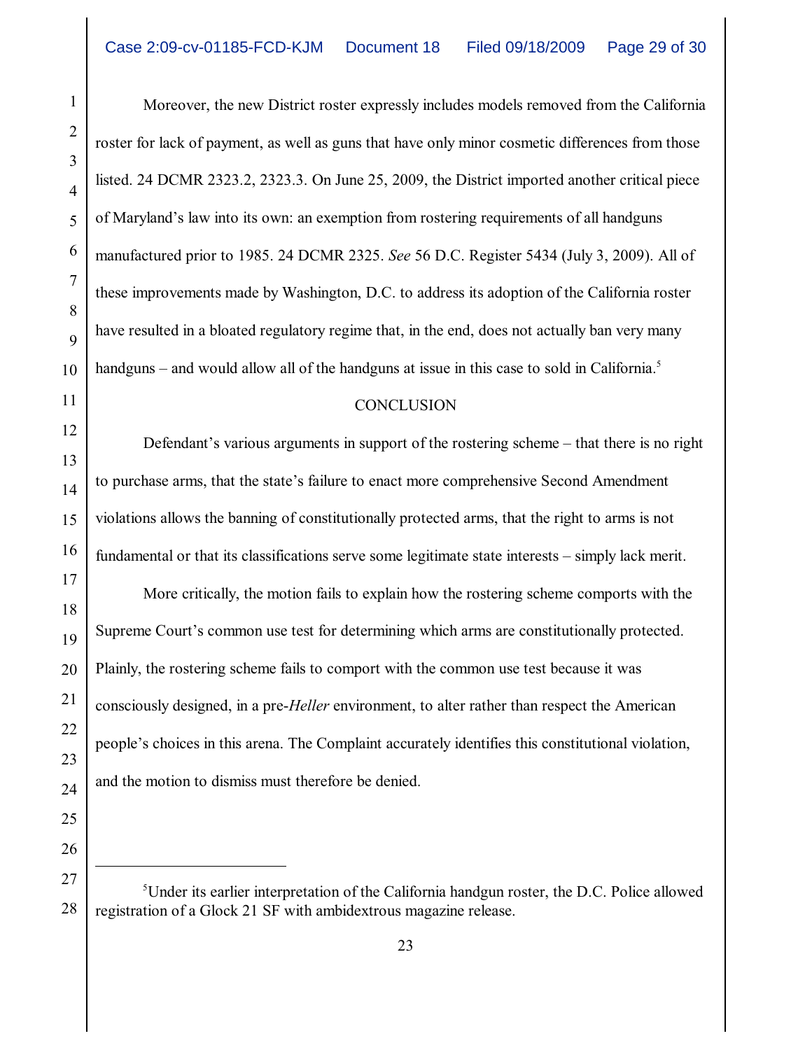Moreover, the new District roster expressly includes models removed from the California roster for lack of payment, as well as guns that have only minor cosmetic differences from those listed. 24 DCMR 2323.2, 2323.3. On June 25, 2009, the District imported another critical piece of Maryland's law into its own: an exemption from rostering requirements of all handguns manufactured prior to 1985. 24 DCMR 2325. *See* 56 D.C. Register 5434 (July 3, 2009). All of these improvements made by Washington, D.C. to address its adoption of the California roster have resulted in a bloated regulatory regime that, in the end, does not actually ban very many handguns – and would allow all of the handguns at issue in this case to sold in California.[5]

CONCLUSION

Defendant's various arguments in support of the rostering scheme – that there is no right to purchase arms, that the state's failure to enact more comprehensive Second Amendment violations allows the banning of constitutionally protected arms, that the right to arms is not fundamental or that its classifications serve some legitimate state interests – simply lack merit.

More critically, the motion fails to explain how the rostering scheme comports with the Supreme Court's common use test for determining which arms are constitutionally protected. Plainly, the rostering scheme fails to comport with the common use test because it was consciously designed, in a pre-*Heller* environment, to alter rather than respect the American people's choices in this arena. The Complaint accurately identifies this constitutional violation, and the motion to dismiss must therefore be denied.

---

[5] Under its earlier interpretation of the California handgun roster, the D.C. Police allowed registration of a Glock 21 SF with ambidextrous magazine release.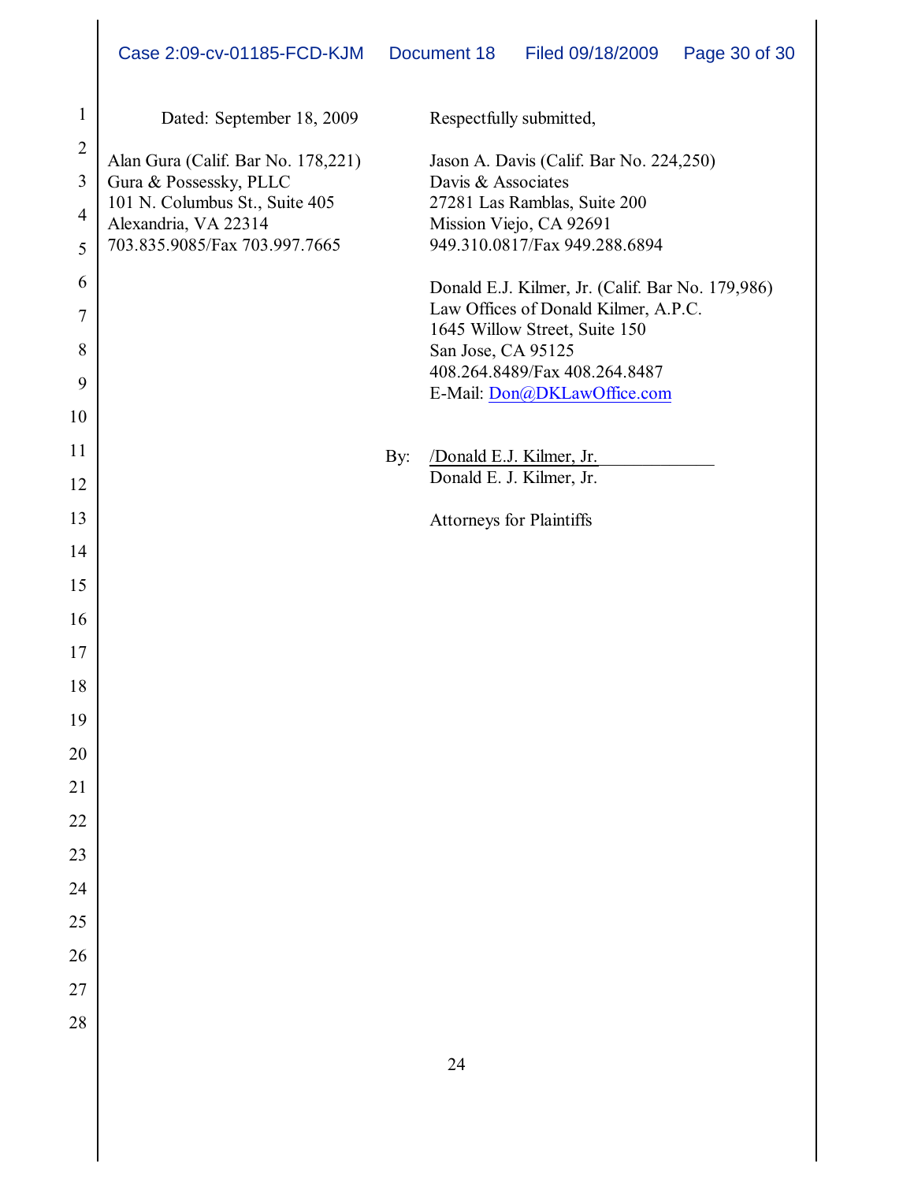Dated: September 18, 2009

Respectfully submitted,

Alan Gura (Calif. Bar No. 178,221)
Gura & Possessky, PLLC
101 N. Columbus St., Suite 405
Alexandria, VA 22314
703.835.9085/Fax 703.997.7665

Jason A. Davis (Calif. Bar No. 224,250)
Davis & Associates
27281 Las Ramblas, Suite 200
Mission Viejo, CA 92691
949.310.0817/Fax 949.288.6894

Donald E.J. Kilmer, Jr. (Calif. Bar No. 179,986)
Law Offices of Donald Kilmer, A.P.C.
1645 Willow Street, Suite 150
San Jose, CA 95125
408.264.8489/Fax 408.264.8487
E-Mail: Don@DKLawOffice.com

By: /Donald E.J. Kilmer, Jr.
Donald E. J. Kilmer, Jr.

Attorneys for Plaintiffs